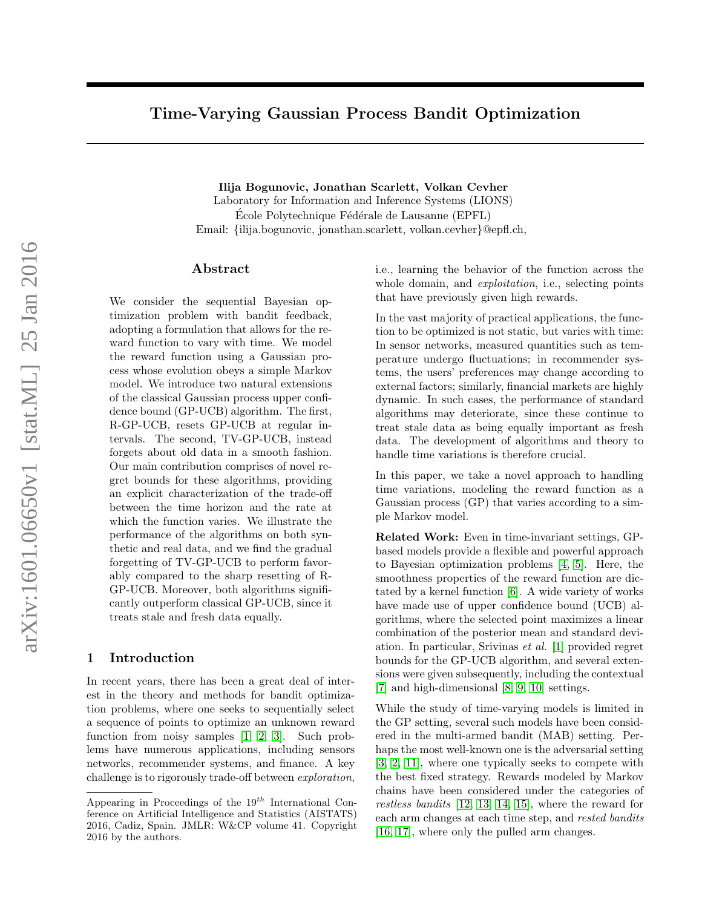# Time-Varying Gaussian Process Bandit Optimization

**Ilija Bogunovic, Jonathan Scarlett, Volkan Cevher**
Laboratory for Information and Inference Systems (LIONS)
École Polytechnique Fédérale de Lausanne (EPFL)
Email: {ilija.bogunovic, jonathan.scarlett, volkan.cevher}@epfl.ch,

## Abstract

We consider the sequential Bayesian optimization problem with bandit feedback, adopting a formulation that allows for the reward function to vary with time. We model the reward function using a Gaussian process whose evolution obeys a simple Markov model. We introduce two natural extensions of the classical Gaussian process upper confidence bound (GP-UCB) algorithm. The first, R-GP-UCB, resets GP-UCB at regular intervals. The second, TV-GP-UCB, instead forgets about old data in a smooth fashion. Our main contribution comprises of novel regret bounds for these algorithms, providing an explicit characterization of the trade-off between the time horizon and the rate at which the function varies. We illustrate the performance of the algorithms on both synthetic and real data, and we find the gradual forgetting of TV-GP-UCB to perform favorably compared to the sharp resetting of R-GP-UCB. Moreover, both algorithms significantly outperform classical GP-UCB, since it treats stale and fresh data equally.

## 1 Introduction

In recent years, there has been a great deal of interest in the theory and methods for bandit optimization problems, where one seeks to sequentially select a sequence of points to optimize an unknown reward function from noisy samples [1, 2, 3]. Such problems have numerous applications, including sensors networks, recommender systems, and finance. A key challenge is to rigorously trade-off between *exploration*, i.e., learning the behavior of the function across the whole domain, and *exploitation*, i.e., selecting points that have previously given high rewards.

In the vast majority of practical applications, the function to be optimized is not static, but varies with time: In sensor networks, measured quantities such as temperature undergo fluctuations; in recommender systems, the users' preferences may change according to external factors; similarly, financial markets are highly dynamic. In such cases, the performance of standard algorithms may deteriorate, since these continue to treat stale data as being equally important as fresh data. The development of algorithms and theory to handle time variations is therefore crucial.

In this paper, we take a novel approach to handling time variations, modeling the reward function as a Gaussian process (GP) that varies according to a simple Markov model.

**Related Work:** Even in time-invariant settings, GP-based models provide a flexible and powerful approach to Bayesian optimization problems [4, 5]. Here, the smoothness properties of the reward function are dictated by a kernel function [6]. A wide variety of works have made use of upper confidence bound (UCB) algorithms, where the selected point maximizes a linear combination of the posterior mean and standard deviation. In particular, Srivinas *et al.* [1] provided regret bounds for the GP-UCB algorithm, and several extensions were given subsequently, including the contextual [7] and high-dimensional [8, 9, 10] settings.

While the study of time-varying models is limited in the GP setting, several such models have been considered in the multi-armed bandit (MAB) setting. Perhaps the most well-known one is the adversarial setting [3, 2, 11], where one typically seeks to compete with the best fixed strategy. Rewards modeled by Markov chains have been considered under the categories of *restless bandits* [12, 13, 14, 15], where the reward for each arm changes at each time step, and *rested bandits* [16, 17], where only the pulled arm changes.

Appearing in Proceedings of the $19^{th}$ International Conference on Artificial Intelligence and Statistics (AISTATS) 2016, Cadiz, Spain. JMLR: W&CP volume 41. Copyright 2016 by the authors.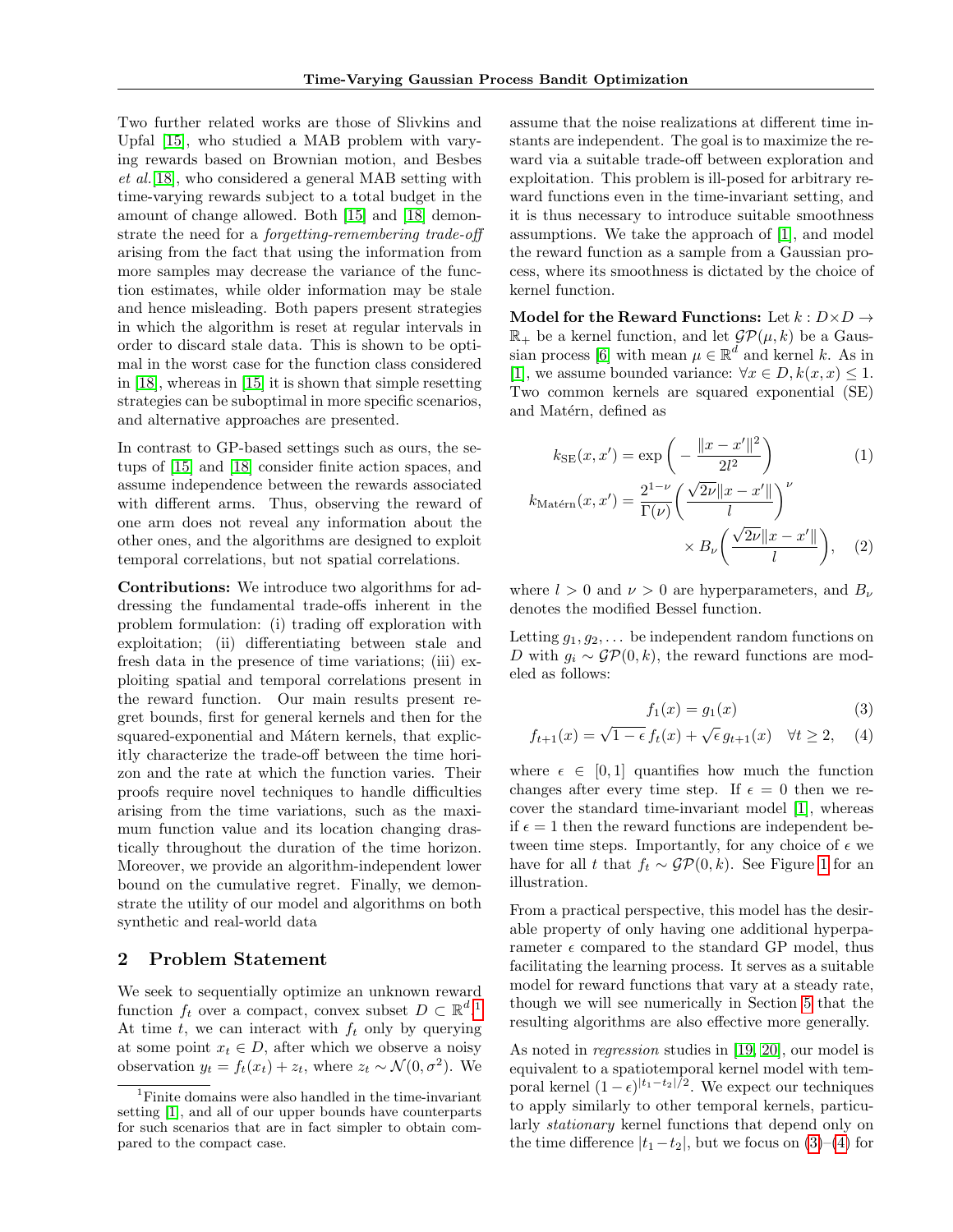Two further related works are those of Slivkins and Upfal [15], who studied a MAB problem with varying rewards based on Brownian motion, and Besbes *et al.*[18], who considered a general MAB setting with time-varying rewards subject to a total budget in the amount of change allowed. Both [15] and [18] demonstrate the need for a *forgetting-remembering trade-off* arising from the fact that using the information from more samples may decrease the variance of the function estimates, while older information may be stale and hence misleading. Both papers present strategies in which the algorithm is reset at regular intervals in order to discard stale data. This is shown to be optimal in the worst case for the function class considered in [18], whereas in [15] it is shown that simple resetting strategies can be suboptimal in more specific scenarios, and alternative approaches are presented.

In contrast to GP-based settings such as ours, the setups of [15] and [18] consider finite action spaces, and assume independence between the rewards associated with different arms. Thus, observing the reward of one arm does not reveal any information about the other ones, and the algorithms are designed to exploit temporal correlations, but not spatial correlations.

**Contributions:** We introduce two algorithms for addressing the fundamental trade-offs inherent in the problem formulation: (i) trading off exploration with exploitation; (ii) differentiating between stale and fresh data in the presence of time variations; (iii) exploiting spatial and temporal correlations present in the reward function. Our main results present regret bounds, first for general kernels and then for the squared-exponential and Mátern kernels, that explicitly characterize the trade-off between the time horizon and the rate at which the function varies. Their proofs require novel techniques to handle difficulties arising from the time variations, such as the maximum function value and its location changing drastically throughout the duration of the time horizon. Moreover, we provide an algorithm-independent lower bound on the cumulative regret. Finally, we demonstrate the utility of our model and algorithms on both synthetic and real-world data

## 2 Problem Statement

We seek to sequentially optimize an unknown reward function $f_t$ over a compact, convex subset $D \subset \mathbb{R}^d$.[1] At time $t$, we can interact with $f_t$ only by querying at some point $x_t \in D$, after which we observe a noisy observation $y_t = f_t(x_t) + z_t$, where $z_t \sim \mathcal{N}(0, \sigma^2)$. We assume that the noise realizations at different time instants are independent. The goal is to maximize the reward via a suitable trade-off between exploration and exploitation. This problem is ill-posed for arbitrary reward functions even in the time-invariant setting, and it is thus necessary to introduce suitable smoothness assumptions. We take the approach of [1], and model the reward function as a sample from a Gaussian process, where its smoothness is dictated by the choice of kernel function.

**Model for the Reward Functions:** Let $k : D \times D \to \mathbb{R}_+$ be a kernel function, and let $\mathcal{GP}(\mu, k)$ be a Gaussian process [6] with mean $\mu \in \mathbb{R}^d$ and kernel $k$. As in [1], we assume bounded variance: $\forall x \in D, k(x, x) \le 1$. Two common kernels are squared exponential (SE) and Matérn, defined as

$$k_{\mathrm{SE}}(x, x') = \exp\bigg( - \frac{\|x - x'\|^2}{2l^2} \bigg) \tag{1}$$

$$k_{\mathrm{Matérn}}(x, x') = \frac{2^{1-\nu}}{\Gamma(\nu)} \bigg( \frac{\sqrt{2\nu}\|x - x'\|}{l} \bigg)^{\nu} \times B_\nu \bigg( \frac{\sqrt{2\nu}\|x - x'\|}{l} \bigg), \tag{2}$$

where $l > 0$ and $\nu > 0$ are hyperparameters, and $B_\nu$ denotes the modified Bessel function.

Letting $g_1, g_2, \ldots$ be independent random functions on $D$ with $g_i \sim \mathcal{GP}(0, k)$, the reward functions are modeled as follows:

$$f_1(x) = g_1(x) \tag{3}$$

$$f_{t+1}(x) = \sqrt{1 - \epsilon}\, f_t(x) + \sqrt{\epsilon}\, g_{t+1}(x) \quad \forall t \ge 2, \tag{4}$$

where $\epsilon \in [0, 1]$ quantifies how much the function changes after every time step. If $\epsilon = 0$ then we recover the standard time-invariant model [1], whereas if $\epsilon = 1$ then the reward functions are independent between time steps. Importantly, for any choice of $\epsilon$ we have for all $t$ that $f_t \sim \mathcal{GP}(0, k)$. See Figure 1 for an illustration.

From a practical perspective, this model has the desirable property of only having one additional hyperparameter $\epsilon$ compared to the standard GP model, thus facilitating the learning process. It serves as a suitable model for reward functions that vary at a steady rate, though we will see numerically in Section 5 that the resulting algorithms are also effective more generally.

As noted in *regression* studies in [19, 20], our model is equivalent to a spatiotemporal kernel model with temporal kernel $(1 - \epsilon)^{|t_1 - t_2|/2}$. We expect our techniques to apply similarly to other temporal kernels, particularly *stationary* kernel functions that depend only on the time difference $|t_1 - t_2|$, but we focus on (3)–(4) for

[1] Finite domains were also handled in the time-invariant setting [1], and all of our upper bounds have counterparts for such scenarios that are in fact simpler to obtain compared to the compact case.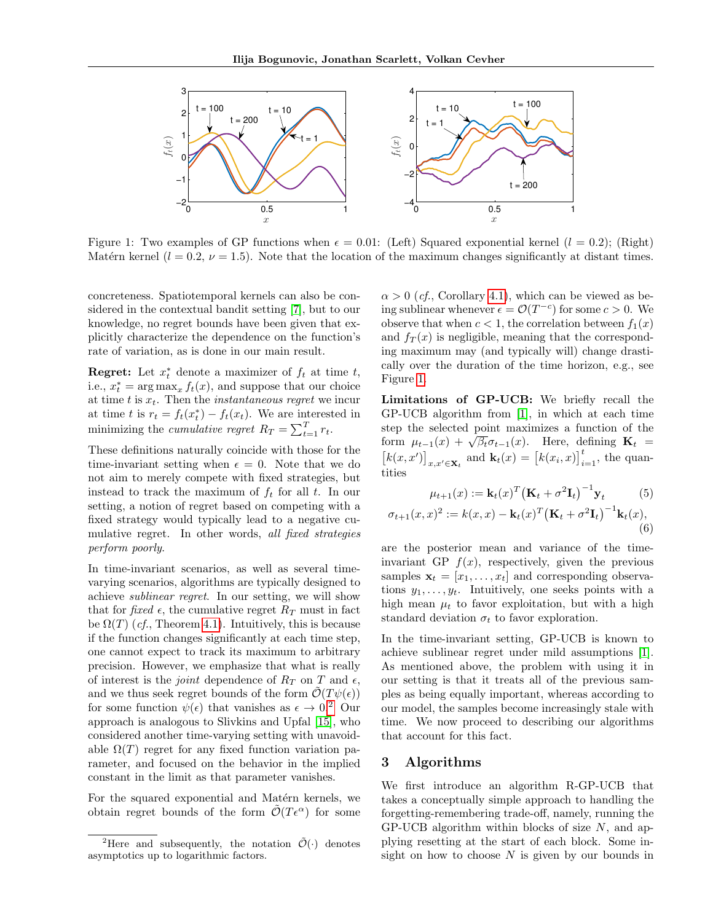Figure 1: Two examples of GP functions when $\epsilon = 0.01$: (Left) Squared exponential kernel ($l = 0.2$); (Right) Matérn kernel ($l = 0.2$, $\nu = 1.5$). Note that the location of the maximum changes significantly at distant times.

concreteness. Spatiotemporal kernels can also be considered in the contextual bandit setting [7], but to our knowledge, no regret bounds have been given that explicitly characterize the dependence on the function's rate of variation, as is done in our main result.

**Regret:** Let $x_t^*$ denote a maximizer of $f_t$ at time $t$, i.e., $x_t^* = \arg\max_x f_t(x)$, and suppose that our choice at time $t$ is $x_t$. Then the *instantaneous regret* we incur at time $t$ is $r_t = f_t(x_t^*) - f_t(x_t)$. We are interested in minimizing the *cumulative regret* $R_T = \sum_{t=1}^T r_t$.

These definitions naturally coincide with those for the time-invariant setting when $\epsilon = 0$. Note that we do not aim to merely compete with fixed strategies, but instead to track the maximum of $f_t$ for all $t$. In our setting, a notion of regret based on competing with a fixed strategy would typically lead to a negative cumulative regret. In other words, *all fixed strategies perform poorly*.

In time-invariant scenarios, as well as several time-varying scenarios, algorithms are typically designed to achieve *sublinear regret*. In our setting, we will show that for *fixed* $\epsilon$, the cumulative regret $R_T$ must in fact be $\Omega(T)$ (*cf.*, Theorem 4.1). Intuitively, this is because if the function changes significantly at each time step, one cannot expect to track its maximum to arbitrary precision. However, we emphasize that what is really of interest is the *joint* dependence of $R_T$ on $T$ and $\epsilon$, and we thus seek regret bounds of the form $\tilde{\mathcal{O}}(T\psi(\epsilon))$ for some function $\psi(\epsilon)$ that vanishes as $\epsilon \to 0$.[2] Our approach is analogous to Slivkins and Upfal [15], who considered another time-varying setting with unavoidable $\Omega(T)$ regret for any fixed function variation parameter, and focused on the behavior in the implied constant in the limit as that parameter vanishes.

For the squared exponential and Matérn kernels, we obtain regret bounds of the form $\tilde{\mathcal{O}}(T\epsilon^\alpha)$ for some $\alpha > 0$ (*cf.*, Corollary 4.1), which can be viewed as being sublinear whenever $\epsilon = \mathcal{O}(T^{-c})$ for some $c > 0$. We observe that when $c < 1$, the correlation between $f_1(x)$ and $f_T(x)$ is negligible, meaning that the corresponding maximum may (and typically will) change drastically over the duration of the time horizon, e.g., see Figure 1.

**Limitations of GP-UCB:** We briefly recall the GP-UCB algorithm from [1], in which at each time step the selected point maximizes a function of the form $\mu_{t-1}(x) + \sqrt{\beta_t}\sigma_{t-1}(x)$. Here, defining $\mathbf{K}_t = \big[k(x,x')\big]_{x,x' \in \mathbf{x}_t}$ and $\mathbf{k}_t(x) = \big[k(x_i,x)\big]_{i=1}^t$, the quantities

$$\mu_{t+1}(x) := \mathbf{k}_t(x)^T\big(\mathbf{K}_t + \sigma^2\mathbf{I}_t\big)^{-1}\mathbf{y}_t \tag{5}$$

$$\sigma_{t+1}(x,x)^2 := k(x,x) - \mathbf{k}_t(x)^T\big(\mathbf{K}_t + \sigma^2\mathbf{I}_t\big)^{-1}\mathbf{k}_t(x), \tag{6}$$

are the posterior mean and variance of the time-invariant GP $f(x)$, respectively, given the previous samples $\mathbf{x}_t = [x_1,\dots,x_t]$ and corresponding observations $y_1,\dots,y_t$. Intuitively, one seeks points with a high mean $\mu_t$ to favor exploitation, but with a high standard deviation $\sigma_t$ to favor exploration.

In the time-invariant setting, GP-UCB is known to achieve sublinear regret under mild assumptions [1]. As mentioned above, the problem with using it in our setting is that it treats all of the previous samples as being equally important, whereas according to our model, the samples become increasingly stale with time. We now proceed to describing our algorithms that account for this fact.

## 3 Algorithms

We first introduce an algorithm R-GP-UCB that takes a conceptually simple approach to handling the forgetting-remembering trade-off, namely, running the GP-UCB algorithm within blocks of size $N$, and applying resetting at the start of each block. Some insight on how to choose $N$ is given by our bounds in

[2] Here and subsequently, the notation $\tilde{\mathcal{O}}(\cdot)$ denotes asymptotics up to logarithmic factors.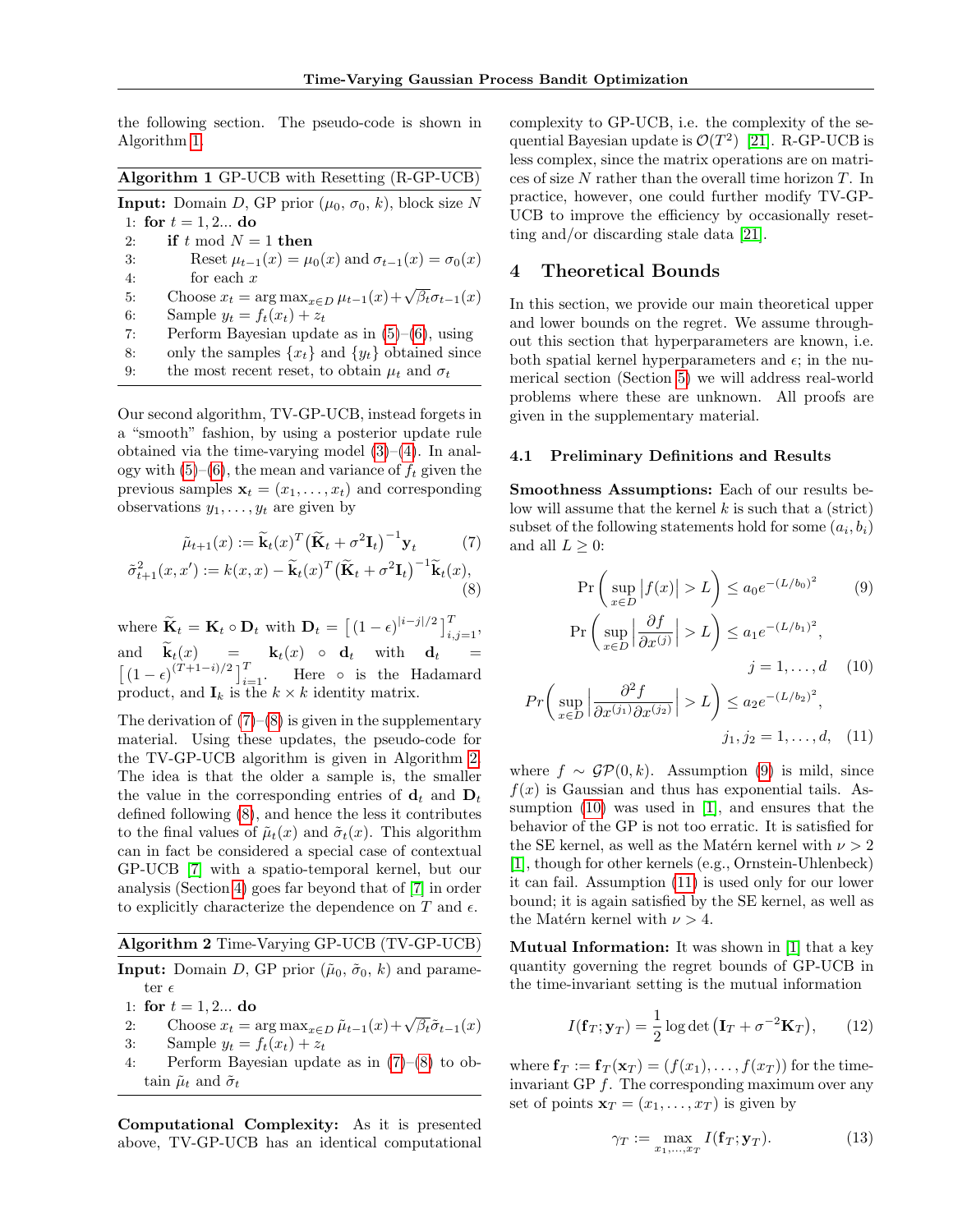the following section. The pseudo-code is shown in Algorithm 1.

**Algorithm 1** GP-UCB with Resetting (R-GP-UCB)

```
Input: Domain D, GP prior (μ_0, σ_0, k), block size N
1: for t = 1, 2... do
2:     if t mod N = 1 then
3:         Reset μ_{t−1}(x) = μ_0(x) and σ_{t−1}(x) = σ_0(x)
4:         for each x
5:     Choose x_t = argmax_{x∈D} μ_{t−1}(x) + √β_t σ_{t−1}(x)
6:     Sample y_t = f_t(x_t) + z_t
7:     Perform Bayesian update as in (5)–(6), using
8:     only the samples {x_t} and {y_t} obtained since
9:     the most recent reset, to obtain μ_t and σ_t
```

Our second algorithm, TV-GP-UCB, instead forgets in a "smooth" fashion, by using a posterior update rule obtained via the time-varying model (3)–(4). In analogy with (5)–(6), the mean and variance of $f_t$ given the previous samples $\mathbf{x}_t = (x_1, \dots, x_t)$ and corresponding observations $y_1, \dots, y_t$ are given by

$$\tilde{\mu}_{t+1}(x) := \widetilde{\mathbf{k}}_t(x)^T \big(\widetilde{\mathbf{K}}_t + \sigma^2 \mathbf{I}_t\big)^{-1} \mathbf{y}_t \tag{7}$$

$$\tilde{\sigma}^2_{t+1}(x, x') := k(x,x) - \widetilde{\mathbf{k}}_t(x)^T \big(\widetilde{\mathbf{K}}_t + \sigma^2 \mathbf{I}_t\big)^{-1} \widetilde{\mathbf{k}}_t(x), \tag{8}$$

where $\widetilde{\mathbf{K}}_t = \mathbf{K}_t \circ \mathbf{D}_t$ with $\mathbf{D}_t = \big[ (1-\epsilon)^{|i-j|/2} \big]_{i,j=1}^T$, and $\widetilde{\mathbf{k}}_t(x) = \mathbf{k}_t(x) \circ \mathbf{d}_t$ with $\mathbf{d}_t = \big[ (1-\epsilon)^{(T+1-i)/2} \big]_{i=1}^T$. Here $\circ$ is the Hadamard product, and $\mathbf{I}_k$ is the $k \times k$ identity matrix.

The derivation of (7)–(8) is given in the supplementary material. Using these updates, the pseudo-code for the TV-GP-UCB algorithm is given in Algorithm 2. The idea is that the older a sample is, the smaller the value in the corresponding entries of $\mathbf{d}_t$ and $\mathbf{D}_t$ defined following (8), and hence the less it contributes to the final values of $\tilde{\mu}_t(x)$ and $\tilde{\sigma}_t(x)$. This algorithm can in fact be considered a special case of contextual GP-UCB [7] with a spatio-temporal kernel, but our analysis (Section 4) goes far beyond that of [7] in order to explicitly characterize the dependence on $T$ and $\epsilon$.

**Algorithm 2** Time-Varying GP-UCB (TV-GP-UCB)

```
Input: Domain D, GP prior (μ̃_0, σ̃_0, k) and parameter ε
1: for t = 1, 2... do
2:     Choose x_t = argmax_{x∈D} μ̃_{t−1}(x) + √β_t σ̃_{t−1}(x)
3:     Sample y_t = f_t(x_t) + z_t
4:     Perform Bayesian update as in (7)–(8) to obtain μ̃_t and σ̃_t
```

**Computational Complexity:** As it is presented above, TV-GP-UCB has an identical computational complexity to GP-UCB, i.e. the complexity of the sequential Bayesian update is $\mathcal{O}(T^2)$ [21]. R-GP-UCB is less complex, since the matrix operations are on matrices of size $N$ rather than the overall time horizon $T$. In practice, however, one could further modify TV-GP-UCB to improve the efficiency by occasionally resetting and/or discarding stale data [21].

# 4 Theoretical Bounds

In this section, we provide our main theoretical upper and lower bounds on the regret. We assume throughout this section that hyperparameters are known, i.e. both spatial kernel hyperparameters and $\epsilon$; in the numerical section (Section 5) we will address real-world problems where these are unknown. All proofs are given in the supplementary material.

## 4.1 Preliminary Definitions and Results

**Smoothness Assumptions:** Each of our results below will assume that the kernel $k$ is such that a (strict) subset of the following statements hold for some $(a_i, b_i)$ and all $L \ge 0$:

$$\Pr\left( \sup_{x \in D} \big| f(x) \big| > L \right) \le a_0 e^{-(L/b_0)^2} \tag{9}$$

$$\Pr\left( \sup_{x \in D} \left| \frac{\partial f}{\partial x^{(j)}} \right| > L \right) \le a_1 e^{-(L/b_1)^2}, \quad j = 1, \dots, d \tag{10}$$

$$Pr\left( \sup_{x \in D} \left| \frac{\partial^2 f}{\partial x^{(j_1)} \partial x^{(j_2)}} \right| > L \right) \le a_2 e^{-(L/b_2)^2}, \quad j_1, j_2 = 1, \dots, d, \tag{11}$$

where $f \sim \mathcal{GP}(0, k)$. Assumption (9) is mild, since $f(x)$ is Gaussian and thus has exponential tails. Assumption (10) was used in [1], and ensures that the behavior of the GP is not too erratic. It is satisfied for the SE kernel, as well as the Matérn kernel with $\nu > 2$ [1], though for other kernels (e.g., Ornstein-Uhlenbeck) it can fail. Assumption (11) is used only for our lower bound; it is again satisfied by the SE kernel, as well as the Matérn kernel with $\nu > 4$.

**Mutual Information:** It was shown in [1] that a key quantity governing the regret bounds of GP-UCB in the time-invariant setting is the mutual information

$$I(\mathbf{f}_T; \mathbf{y}_T) = \frac{1}{2} \log \det \big( \mathbf{I}_T + \sigma^{-2} \mathbf{K}_T \big), \tag{12}$$

where $\mathbf{f}_T := \mathbf{f}_T(\mathbf{x}_T) = (f(x_1), \dots, f(x_T))$ for the time-invariant GP $f$. The corresponding maximum over any set of points $\mathbf{x}_T = (x_1, \dots, x_T)$ is given by

$$\gamma_T := \max_{x_1, \dots, x_T} I(\mathbf{f}_T; \mathbf{y}_T). \tag{13}$$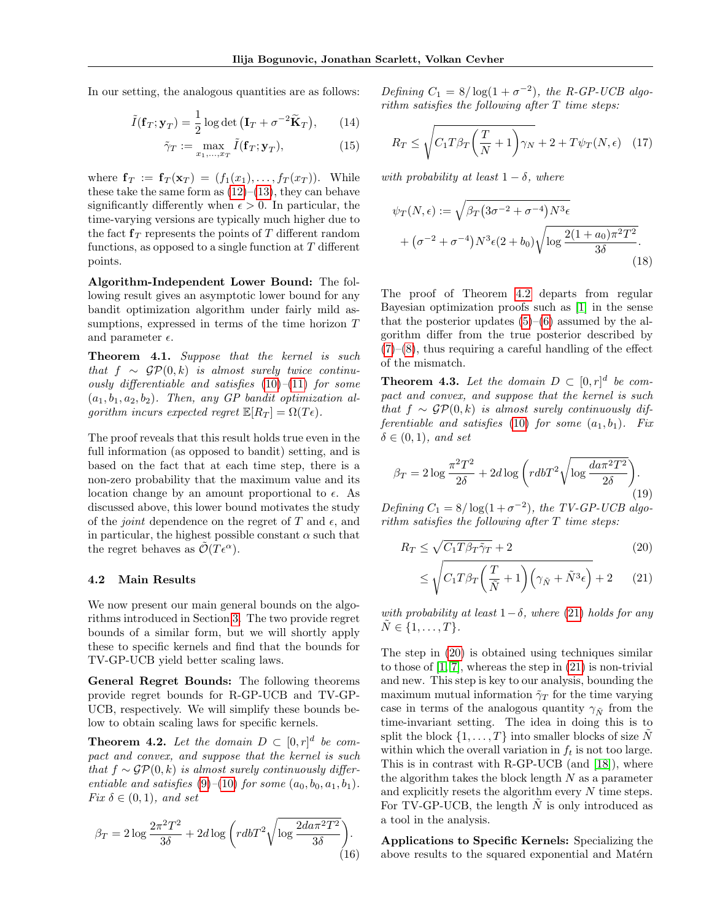In our setting, the analogous quantities are as follows:

$$\tilde{I}(\mathbf{f}_T; \mathbf{y}_T) = \frac{1}{2} \log \det \big( \mathbf{I}_T + \sigma^{-2} \widetilde{\mathbf{K}}_T \big), \tag{14}$$

$$\tilde{\gamma}_T := \max_{x_1, \dots, x_T} \tilde{I}(\mathbf{f}_T; \mathbf{y}_T), \tag{15}$$

where $\mathbf{f}_T := \mathbf{f}_T(\mathbf{x}_T) = (f_1(x_1), \dots, f_T(x_T))$. While these take the same form as (12)–(13), they can behave significantly differently when $\epsilon > 0$. In particular, the time-varying versions are typically much higher due to the fact $\mathbf{f}_T$ represents the points of $T$ different random functions, as opposed to a single function at $T$ different points.

**Algorithm-Independent Lower Bound:** The following result gives an asymptotic lower bound for any bandit optimization algorithm under fairly mild assumptions, expressed in terms of the time horizon $T$ and parameter $\epsilon$.

**Theorem 4.1.** *Suppose that the kernel is such that $f \sim \mathcal{GP}(0, k)$ is almost surely twice continuously differentiable and satisfies (10)–(11) for some $(a_1, b_1, a_2, b_2)$. Then, any GP bandit optimization algorithm incurs expected regret $\mathbb{E}[R_T] = \Omega(T\epsilon)$.*

The proof reveals that this result holds true even in the full information (as opposed to bandit) setting, and is based on the fact that at each time step, there is a non-zero probability that the maximum value and its location change by an amount proportional to $\epsilon$. As discussed above, this lower bound motivates the study of the *joint* dependence on the regret of $T$ and $\epsilon$, and in particular, the highest possible constant $\alpha$ such that the regret behaves as $\tilde{\mathcal{O}}(T\epsilon^{\alpha})$.

### 4.2 Main Results

We now present our main general bounds on the algorithms introduced in Section 3. The two provide regret bounds of a similar form, but we will shortly apply these to specific kernels and find that the bounds for TV-GP-UCB yield better scaling laws.

**General Regret Bounds:** The following theorems provide regret bounds for R-GP-UCB and TV-GP-UCB, respectively. We will simplify these bounds below to obtain scaling laws for specific kernels.

**Theorem 4.2.** *Let the domain $D \subset [0, r]^d$ be compact and convex, and suppose that the kernel is such that $f \sim \mathcal{GP}(0, k)$ is almost surely continuously differentiable and satisfies (9)–(10) for some $(a_0, b_0, a_1, b_1)$. Fix $\delta \in (0, 1)$, and set*

$$\beta_T = 2 \log \frac{2\pi^2 T^2}{3\delta} + 2d \log \left( r d b T^2 \sqrt{\log \frac{2 d a \pi^2 T^2}{3\delta}} \right). \tag{16}$$

*Defining $C_1 = 8 / \log(1 + \sigma^{-2})$, the R-GP-UCB algorithm satisfies the following after $T$ time steps:*

$$R_T \leq \sqrt{C_1 T \beta_T \Big( \frac{T}{N} + 1 \Big) \gamma_N} + 2 + T\psi_T(N, \epsilon) \tag{17}$$

*with probability at least $1 - \delta$, where*

$$\psi_T(N, \epsilon) := \sqrt{\beta_T \big( 3\sigma^{-2} + \sigma^{-4} \big) N^3 \epsilon} + \big( \sigma^{-2} + \sigma^{-4} \big) N^3 \epsilon (2 + b_0) \sqrt{\log \frac{2(1 + a_0)\pi^2 T^2}{3\delta}}. \tag{18}$$

The proof of Theorem 4.2 departs from regular Bayesian optimization proofs such as [1] in the sense that the posterior updates (5)–(6) assumed by the algorithm differ from the true posterior described by (7)–(8), thus requiring a careful handling of the effect of the mismatch.

**Theorem 4.3.** *Let the domain $D \subset [0, r]^d$ be compact and convex, and suppose that the kernel is such that $f \sim \mathcal{GP}(0, k)$ is almost surely continuously differentiable and satisfies (10) for some $(a_1, b_1)$. Fix $\delta \in (0, 1)$, and set*

$$\beta_T = 2 \log \frac{\pi^2 T^2}{2\delta} + 2d \log \left( r d b T^2 \sqrt{\log \frac{d a \pi^2 T^2}{2\delta}} \right). \tag{19}$$

*Defining $C_1 = 8 / \log(1 + \sigma^{-2})$, the TV-GP-UCB algorithm satisfies the following after $T$ time steps:*

$$R_T \leq \sqrt{C_1 T \beta_T \tilde{\gamma}_T} + 2 \tag{20}$$

$$\leq \sqrt{C_1 T \beta_T \Big( \frac{T}{\tilde{N}} + 1 \Big) \Big( \gamma_{\tilde{N}} + \tilde{N}^3 \epsilon \Big)} + 2 \tag{21}$$

*with probability at least $1 - \delta$, where (21) holds for any $\tilde{N} \in \{1, \dots, T\}$.*

The step in (20) is obtained using techniques similar to those of [1, 7], whereas the step in (21) is non-trivial and new. This step is key to our analysis, bounding the maximum mutual information $\tilde{\gamma}_T$ for the time varying case in terms of the analogous quantity $\gamma_{\tilde{N}}$ from the time-invariant setting. The idea in doing this is to split the block $\{1, \dots, T\}$ into smaller blocks of size $\tilde{N}$ within which the overall variation in $f_t$ is not too large. This is in contrast with R-GP-UCB (and [18]), where the algorithm takes the block length $N$ as a parameter and explicitly resets the algorithm every $N$ time steps. For TV-GP-UCB, the length $\tilde{N}$ is only introduced as a tool in the analysis.

**Applications to Specific Kernels:** Specializing the above results to the squared exponential and Matérn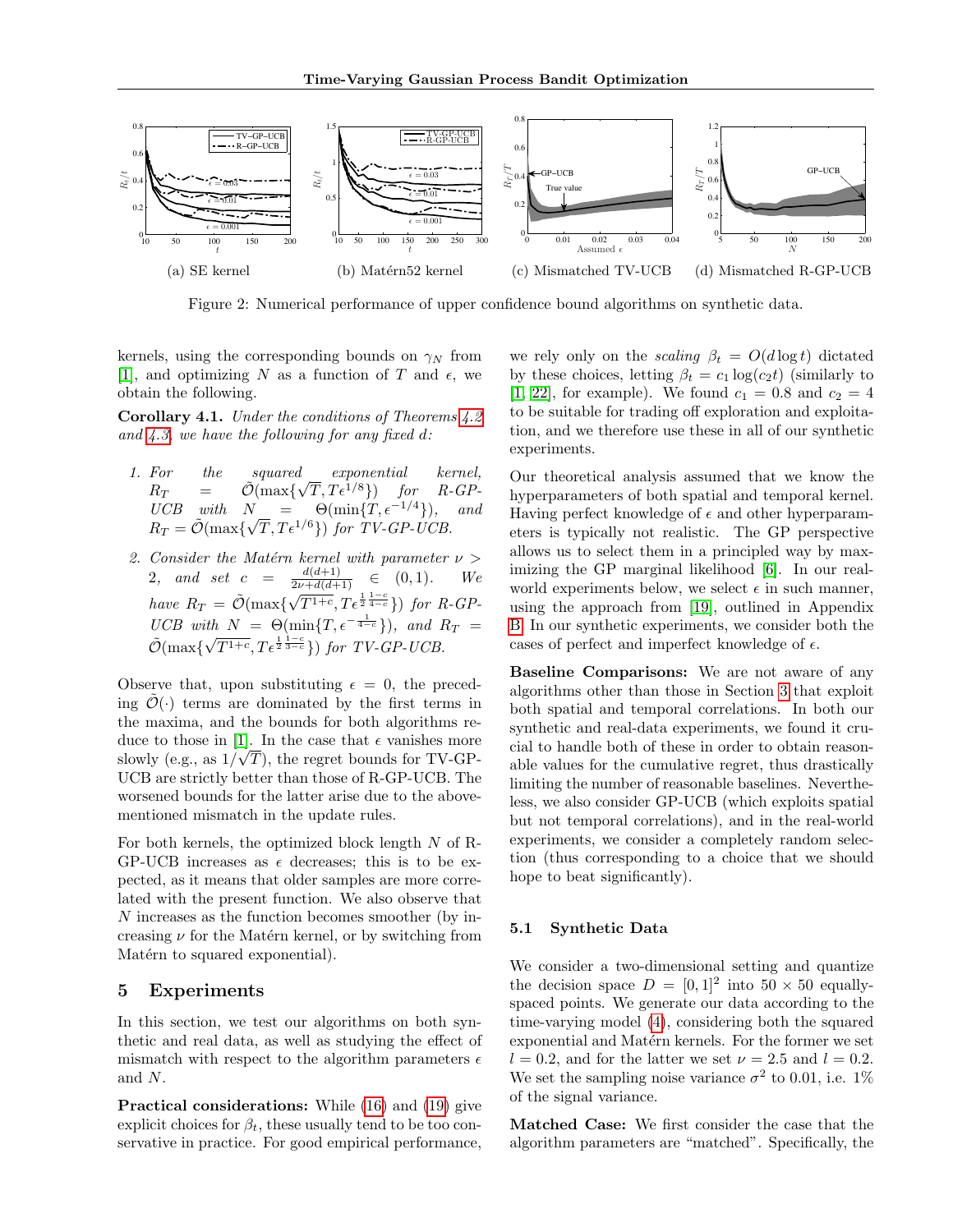(a) SE kernel (b) Matérn52 kernel (c) Mismatched TV-UCB (d) Mismatched R-GP-UCB

Figure 2: Numerical performance of upper confidence bound algorithms on synthetic data.

kernels, using the corresponding bounds on $\gamma_N$ from [1], and optimizing $N$ as a function of $T$ and $\epsilon$, we obtain the following.

**Corollary 4.1.** *Under the conditions of Theorems 4.2 and 4.3, we have the following for any fixed $d$:*

1. *For the squared exponential kernel, $R_T = \tilde{\mathcal{O}}(\max\{\sqrt{T}, T\epsilon^{1/8}\})$ for R-GP-UCB with $N = \Theta(\min\{T, \epsilon^{-1/4}\})$, and $R_T = \tilde{\mathcal{O}}(\max\{\sqrt{T}, T\epsilon^{1/6}\})$ for TV-GP-UCB.*
2. *Consider the Matérn kernel with parameter $\nu > 2$, and set $c = \frac{d(d+1)}{2\nu + d(d+1)} \in (0,1)$. We have $R_T = \tilde{\mathcal{O}}(\max\{\sqrt{T^{1+c}}, T\epsilon^{\frac{1}{2}\frac{1-c}{4-c}}\})$ for R-GP-UCB with $N = \Theta(\min\{T, \epsilon^{-\frac{1}{4-c}}\})$, and $R_T = \tilde{\mathcal{O}}(\max\{\sqrt{T^{1+c}}, T\epsilon^{\frac{1}{2}\frac{1-c}{3-c}}\})$ for TV-GP-UCB.*

Observe that, upon substituting $\epsilon = 0$, the preceding $\tilde{\mathcal{O}}(\cdot)$ terms are dominated by the first terms in the maxima, and the bounds for both algorithms reduce to those in [1]. In the case that $\epsilon$ vanishes more slowly (e.g., as $1/\sqrt{T}$), the regret bounds for TV-GP-UCB are strictly better than those of R-GP-UCB. The worsened bounds for the latter arise due to the above-mentioned mismatch in the update rules.

For both kernels, the optimized block length $N$ of R-GP-UCB increases as $\epsilon$ decreases; this is to be expected, as it means that older samples are more correlated with the present function. We also observe that $N$ increases as the function becomes smoother (by increasing $\nu$ for the Matérn kernel, or by switching from Matérn to squared exponential).

## 5 Experiments

In this section, we test our algorithms on both synthetic and real data, as well as studying the effect of mismatch with respect to the algorithm parameters $\epsilon$ and $N$.

**Practical considerations:** While (16) and (19) give explicit choices for $\beta_t$, these usually tend to be too conservative in practice. For good empirical performance, we rely only on the *scaling* $\beta_t = O(d \log t)$ dictated by these choices, letting $\beta_t = c_1 \log(c_2 t)$ (similarly to [1, 22], for example). We found $c_1 = 0.8$ and $c_2 = 4$ to be suitable for trading off exploration and exploitation, and we therefore use these in all of our synthetic experiments.

Our theoretical analysis assumed that we know the hyperparameters of both spatial and temporal kernel. Having perfect knowledge of $\epsilon$ and other hyperparameters is typically not realistic. The GP perspective allows us to select them in a principled way by maximizing the GP marginal likelihood [6]. In our real-world experiments below, we select $\epsilon$ in such manner, using the approach from [19], outlined in Appendix B. In our synthetic experiments, we consider both the cases of perfect and imperfect knowledge of $\epsilon$.

**Baseline Comparisons:** We are not aware of any algorithms other than those in Section 3 that exploit both spatial and temporal correlations. In both our synthetic and real-data experiments, we found it crucial to handle both of these in order to obtain reasonable values for the cumulative regret, thus drastically limiting the number of reasonable baselines. Nevertheless, we also consider GP-UCB (which exploits spatial but not temporal correlations), and in the real-world experiments, we consider a completely random selection (thus corresponding to a choice that we should hope to beat significantly).

### 5.1 Synthetic Data

We consider a two-dimensional setting and quantize the decision space $D = [0,1]^2$ into $50 \times 50$ equally-spaced points. We generate our data according to the time-varying model (4), considering both the squared exponential and Matérn kernels. For the former we set $l = 0.2$, and for the latter we set $\nu = 2.5$ and $l = 0.2$. We set the sampling noise variance $\sigma^2$ to 0.01, i.e. 1% of the signal variance.

**Matched Case:** We first consider the case that the algorithm parameters are "matched". Specifically, the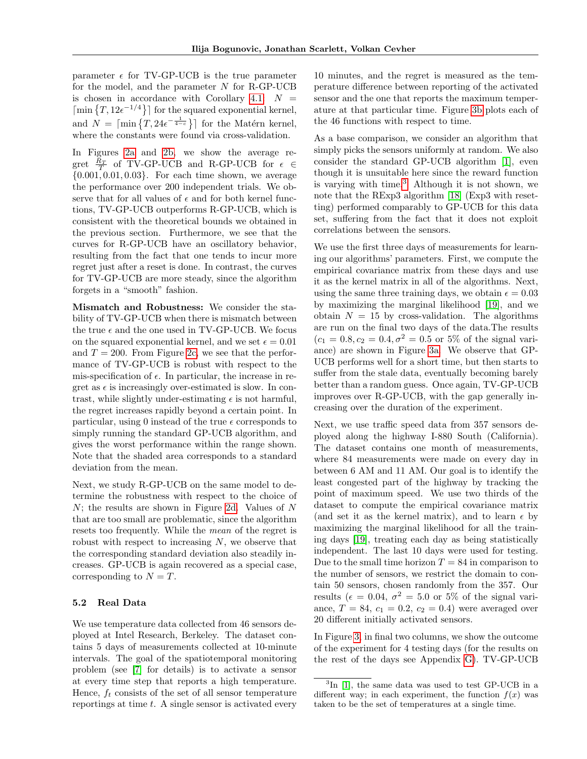parameter $\epsilon$ for TV-GP-UCB is the true parameter for the model, and the parameter $N$ for R-GP-UCB is chosen in accordance with Corollary 4.1: $N = \lceil \min\{T, 12\epsilon^{-1/4}\} \rceil$ for the squared exponential kernel, and $N = \lceil \min\{T, 24\epsilon^{-\frac{1}{4-c}}\} \rceil$ for the Matérn kernel, where the constants were found via cross-validation.

In Figures 2a and 2b, we show the average regret $\frac{R_T}{T}$ of TV-GP-UCB and R-GP-UCB for $\epsilon \in \{0.001, 0.01, 0.03\}$. For each time shown, we average the performance over 200 independent trials. We observe that for all values of $\epsilon$ and for both kernel functions, TV-GP-UCB outperforms R-GP-UCB, which is consistent with the theoretical bounds we obtained in the previous section. Furthermore, we see that the curves for R-GP-UCB have an oscillatory behavior, resulting from the fact that one tends to incur more regret just after a reset is done. In contrast, the curves for TV-GP-UCB are more steady, since the algorithm forgets in a "smooth" fashion.

**Mismatch and Robustness:** We consider the stability of TV-GP-UCB when there is mismatch between the true $\epsilon$ and the one used in TV-GP-UCB. We focus on the squared exponential kernel, and we set $\epsilon = 0.01$ and $T = 200$. From Figure 2c, we see that the performance of TV-GP-UCB is robust with respect to the mis-specification of $\epsilon$. In particular, the increase in regret as $\epsilon$ is increasingly over-estimated is slow. In contrast, while slightly under-estimating $\epsilon$ is not harmful, the regret increases rapidly beyond a certain point. In particular, using 0 instead of the true $\epsilon$ corresponds to simply running the standard GP-UCB algorithm, and gives the worst performance within the range shown. Note that the shaded area corresponds to a standard deviation from the mean.

Next, we study R-GP-UCB on the same model to determine the robustness with respect to the choice of $N$; the results are shown in Figure 2d. Values of $N$ that are too small are problematic, since the algorithm resets too frequently. While the *mean* of the regret is robust with respect to increasing $N$, we observe that the corresponding standard deviation also steadily increases. GP-UCB is again recovered as a special case, corresponding to $N = T$.

### 5.2 Real Data

We use temperature data collected from 46 sensors deployed at Intel Research, Berkeley. The dataset contains 5 days of measurements collected at 10-minute intervals. The goal of the spatiotemporal monitoring problem (see [7] for details) is to activate a sensor at every time step that reports a high temperature. Hence, $f_t$ consists of the set of all sensor temperature reportings at time $t$. A single sensor is activated every 10 minutes, and the regret is measured as the temperature difference between reporting of the activated sensor and the one that reports the maximum temperature at that particular time. Figure 3b plots each of the 46 functions with respect to time.

As a base comparison, we consider an algorithm that simply picks the sensors uniformly at random. We also consider the standard GP-UCB algorithm [1], even though it is unsuitable here since the reward function is varying with time.[3] Although it is not shown, we note that the RExp3 algorithm [18] (Exp3 with resetting) performed comparably to GP-UCB for this data set, suffering from the fact that it does not exploit correlations between the sensors.

We use the first three days of measurements for learning our algorithms' parameters. First, we compute the empirical covariance matrix from these days and use it as the kernel matrix in all of the algorithms. Next, using the same three training days, we obtain $\epsilon = 0.03$ by maximizing the marginal likelihood [19], and we obtain $N = 15$ by cross-validation. The algorithms are run on the final two days of the data.The results ($c_1 = 0.8, c_2 = 0.4, \sigma^2 = 0.5$ or 5% of the signal variance) are shown in Figure 3a. We observe that GP-UCB performs well for a short time, but then starts to suffer from the stale data, eventually becoming barely better than a random guess. Once again, TV-GP-UCB improves over R-GP-UCB, with the gap generally increasing over the duration of the experiment.

Next, we use traffic speed data from 357 sensors deployed along the highway I-880 South (California). The dataset contains one month of measurements, where 84 measurements were made on every day in between 6 AM and 11 AM. Our goal is to identify the least congested part of the highway by tracking the point of maximum speed. We use two thirds of the dataset to compute the empirical covariance matrix (and set it as the kernel matrix), and to learn $\epsilon$ by maximizing the marginal likelihood for all the training days [19], treating each day as being statistically independent. The last 10 days were used for testing. Due to the small time horizon $T = 84$ in comparison to the number of sensors, we restrict the domain to contain 50 sensors, chosen randomly from the 357. Our results ($\epsilon = 0.04$, $\sigma^2 = 5.0$ or 5% of the signal variance, $T = 84$, $c_1 = 0.2$, $c_2 = 0.4$) were averaged over 20 different initially activated sensors.

In Figure 3, in final two columns, we show the outcome of the experiment for 4 testing days (for the results on the rest of the days see Appendix G). TV-GP-UCB

[3] In [1], the same data was used to test GP-UCB in a different way; in each experiment, the function $f(x)$ was taken to be the set of temperatures at a single time.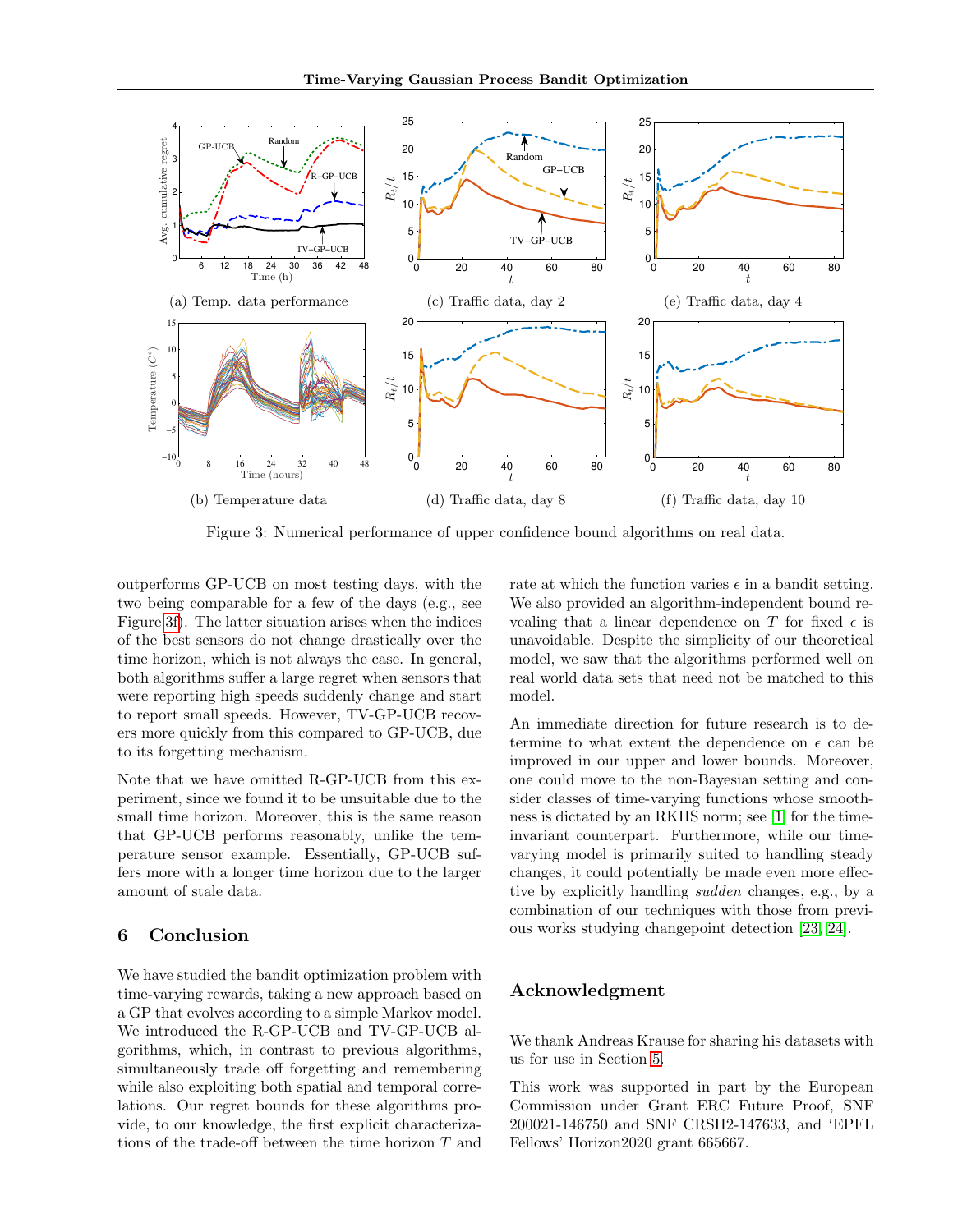(a) Temp. data performance

(b) Temperature data

(c) Traffic data, day 2

(d) Traffic data, day 8

(e) Traffic data, day 4

(f) Traffic data, day 10

Figure 3: Numerical performance of upper confidence bound algorithms on real data.

outperforms GP-UCB on most testing days, with the two being comparable for a few of the days (e.g., see Figure 3f). The latter situation arises when the indices of the best sensors do not change drastically over the time horizon, which is not always the case. In general, both algorithms suffer a large regret when sensors that were reporting high speeds suddenly change and start to report small speeds. However, TV-GP-UCB recovers more quickly from this compared to GP-UCB, due to its forgetting mechanism.

Note that we have omitted R-GP-UCB from this experiment, since we found it to be unsuitable due to the small time horizon. Moreover, this is the same reason that GP-UCB performs reasonably, unlike the temperature sensor example. Essentially, GP-UCB suffers more with a longer time horizon due to the larger amount of stale data.

## 6 Conclusion

We have studied the bandit optimization problem with time-varying rewards, taking a new approach based on a GP that evolves according to a simple Markov model. We introduced the R-GP-UCB and TV-GP-UCB algorithms, which, in contrast to previous algorithms, simultaneously trade off forgetting and remembering while also exploiting both spatial and temporal correlations. Our regret bounds for these algorithms provide, to our knowledge, the first explicit characterizations of the trade-off between the time horizon $T$ and rate at which the function varies $\epsilon$ in a bandit setting. We also provided an algorithm-independent bound revealing that a linear dependence on $T$ for fixed $\epsilon$ is unavoidable. Despite the simplicity of our theoretical model, we saw that the algorithms performed well on real world data sets that need not be matched to this model.

An immediate direction for future research is to determine to what extent the dependence on $\epsilon$ can be improved in our upper and lower bounds. Moreover, one could move to the non-Bayesian setting and consider classes of time-varying functions whose smoothness is dictated by an RKHS norm; see [1] for the time-invariant counterpart. Furthermore, while our time-varying model is primarily suited to handling steady changes, it could potentially be made even more effective by explicitly handling *sudden* changes, e.g., by a combination of our techniques with those from previous works studying changepoint detection [23, 24].

## Acknowledgment

We thank Andreas Krause for sharing his datasets with us for use in Section 5.

This work was supported in part by the European Commission under Grant ERC Future Proof, SNF 200021-146750 and SNF CRSII2-147633, and 'EPFL Fellows' Horizon2020 grant 665667.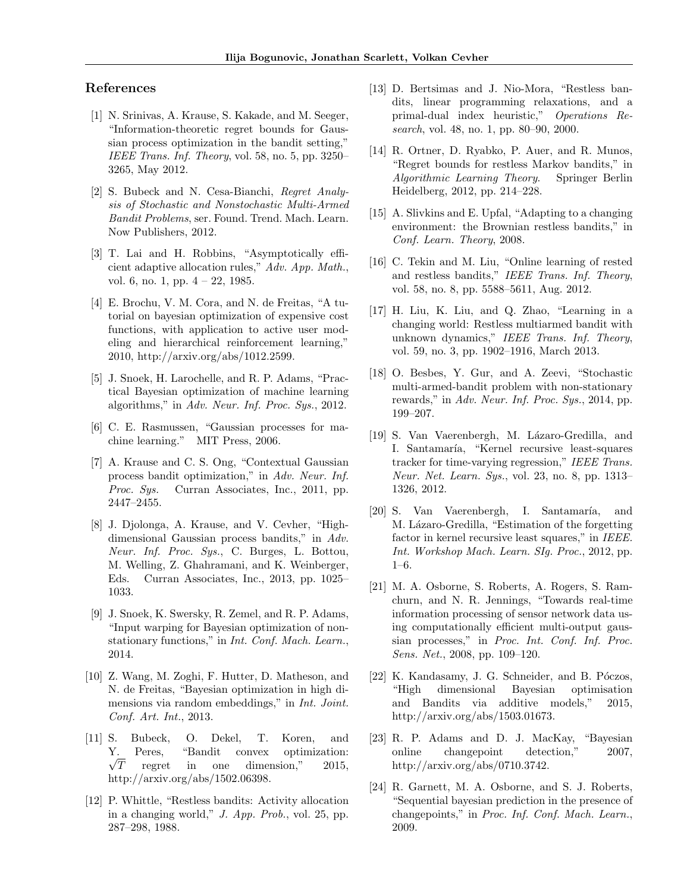## References

[1] N. Srinivas, A. Krause, S. Kakade, and M. Seeger, "Information-theoretic regret bounds for Gaussian process optimization in the bandit setting," *IEEE Trans. Inf. Theory*, vol. 58, no. 5, pp. 3250–3265, May 2012.

[2] S. Bubeck and N. Cesa-Bianchi, *Regret Analysis of Stochastic and Nonstochastic Multi-Armed Bandit Problems*, ser. Found. Trend. Mach. Learn. Now Publishers, 2012.

[3] T. Lai and H. Robbins, "Asymptotically efficient adaptive allocation rules," *Adv. App. Math.*, vol. 6, no. 1, pp. 4 – 22, 1985.

[4] E. Brochu, V. M. Cora, and N. de Freitas, "A tutorial on bayesian optimization of expensive cost functions, with application to active user modeling and hierarchical reinforcement learning," 2010, http://arxiv.org/abs/1012.2599.

[5] J. Snoek, H. Larochelle, and R. P. Adams, "Practical Bayesian optimization of machine learning algorithms," in *Adv. Neur. Inf. Proc. Sys.*, 2012.

[6] C. E. Rasmussen, "Gaussian processes for machine learning." MIT Press, 2006.

[7] A. Krause and C. S. Ong, "Contextual Gaussian process bandit optimization," in *Adv. Neur. Inf. Proc. Sys.* Curran Associates, Inc., 2011, pp. 2447–2455.

[8] J. Djolonga, A. Krause, and V. Cevher, "High-dimensional Gaussian process bandits," in *Adv. Neur. Inf. Proc. Sys.*, C. Burges, L. Bottou, M. Welling, Z. Ghahramani, and K. Weinberger, Eds. Curran Associates, Inc., 2013, pp. 1025–1033.

[9] J. Snoek, K. Swersky, R. Zemel, and R. P. Adams, "Input warping for Bayesian optimization of non-stationary functions," in *Int. Conf. Mach. Learn.*, 2014.

[10] Z. Wang, M. Zoghi, F. Hutter, D. Matheson, and N. de Freitas, "Bayesian optimization in high dimensions via random embeddings," in *Int. Joint. Conf. Art. Int.*, 2013.

[11] S. Bubeck, O. Dekel, T. Koren, and Y. Peres, "Bandit convex optimization: $\sqrt{T}$ regret in one dimension," 2015, http://arxiv.org/abs/1502.06398.

[12] P. Whittle, "Restless bandits: Activity allocation in a changing world," *J. App. Prob.*, vol. 25, pp. 287–298, 1988.

[13] D. Bertsimas and J. Nio-Mora, "Restless bandits, linear programming relaxations, and a primal-dual index heuristic," *Operations Research*, vol. 48, no. 1, pp. 80–90, 2000.

[14] R. Ortner, D. Ryabko, P. Auer, and R. Munos, "Regret bounds for restless Markov bandits," in *Algorithmic Learning Theory.* Springer Berlin Heidelberg, 2012, pp. 214–228.

[15] A. Slivkins and E. Upfal, "Adapting to a changing environment: the Brownian restless bandits," in *Conf. Learn. Theory*, 2008.

[16] C. Tekin and M. Liu, "Online learning of rested and restless bandits," *IEEE Trans. Inf. Theory*, vol. 58, no. 8, pp. 5588–5611, Aug. 2012.

[17] H. Liu, K. Liu, and Q. Zhao, "Learning in a changing world: Restless multiarmed bandit with unknown dynamics," *IEEE Trans. Inf. Theory*, vol. 59, no. 3, pp. 1902–1916, March 2013.

[18] O. Besbes, Y. Gur, and A. Zeevi, "Stochastic multi-armed-bandit problem with non-stationary rewards," in *Adv. Neur. Inf. Proc. Sys.*, 2014, pp. 199–207.

[19] S. Van Vaerenbergh, M. Lázaro-Gredilla, and I. Santamaría, "Kernel recursive least-squares tracker for time-varying regression," *IEEE Trans. Neur. Net. Learn. Sys.*, vol. 23, no. 8, pp. 1313–1326, 2012.

[20] S. Van Vaerenbergh, I. Santamaría, and M. Lázaro-Gredilla, "Estimation of the forgetting factor in kernel recursive least squares," in *IEEE. Int. Workshop Mach. Learn. SIg. Proc.*, 2012, pp. 1–6.

[21] M. A. Osborne, S. Roberts, A. Rogers, S. Ramchurn, and N. R. Jennings, "Towards real-time information processing of sensor network data using computationally efficient multi-output gaussian processes," in *Proc. Int. Conf. Inf. Proc. Sens. Net.*, 2008, pp. 109–120.

[22] K. Kandasamy, J. G. Schneider, and B. Póczos, "High dimensional Bayesian optimisation and Bandits via additive models," 2015, http://arxiv.org/abs/1503.01673.

[23] R. P. Adams and D. J. MacKay, "Bayesian online changepoint detection," 2007, http://arxiv.org/abs/0710.3742.

[24] R. Garnett, M. A. Osborne, and S. J. Roberts, "Sequential bayesian prediction in the presence of changepoints," in *Proc. Inf. Conf. Mach. Learn.*, 2009.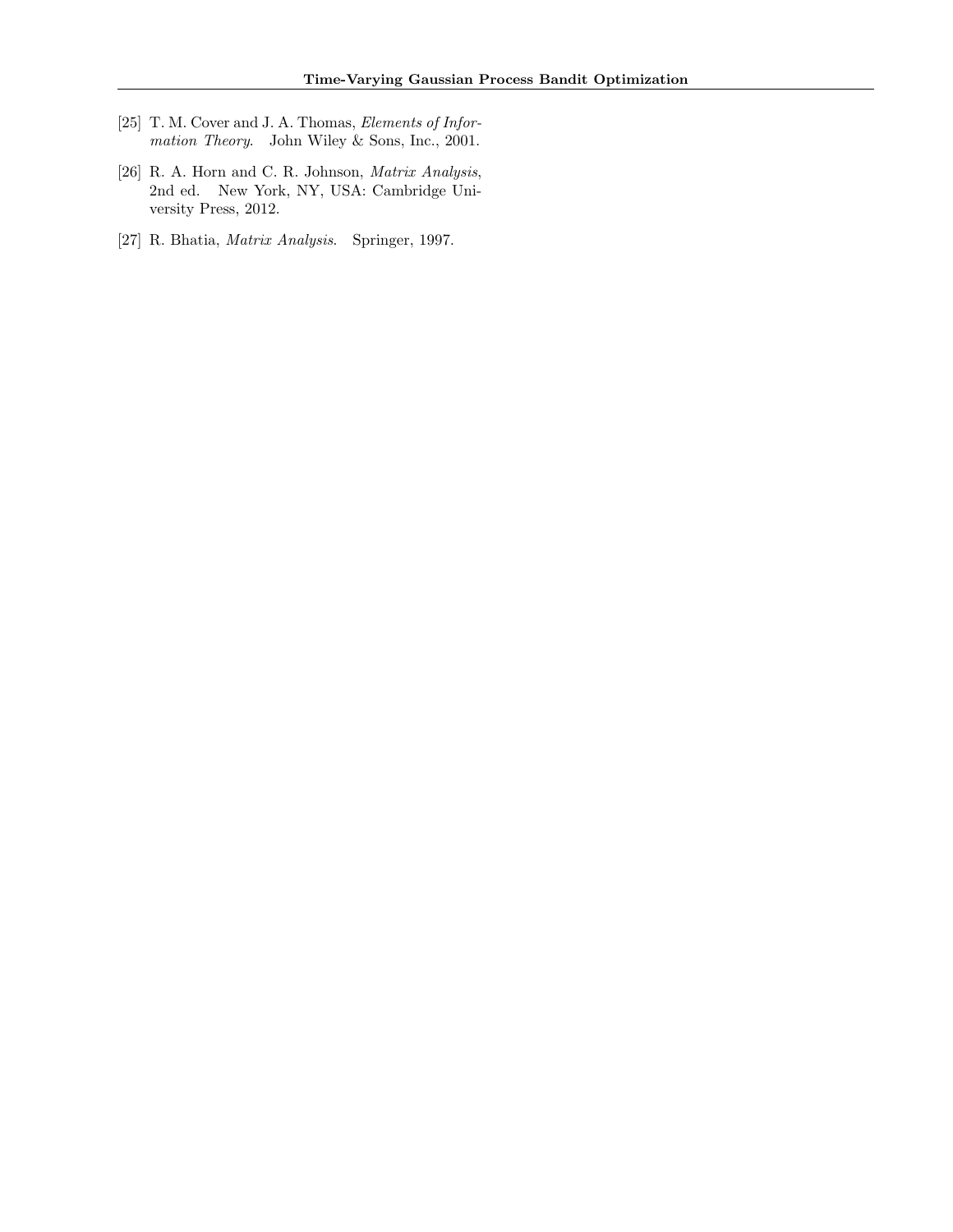[25] T. M. Cover and J. A. Thomas, *Elements of Information Theory*. John Wiley & Sons, Inc., 2001.

[26] R. A. Horn and C. R. Johnson, *Matrix Analysis*, 2nd ed. New York, NY, USA: Cambridge University Press, 2012.

[27] R. Bhatia, *Matrix Analysis*. Springer, 1997.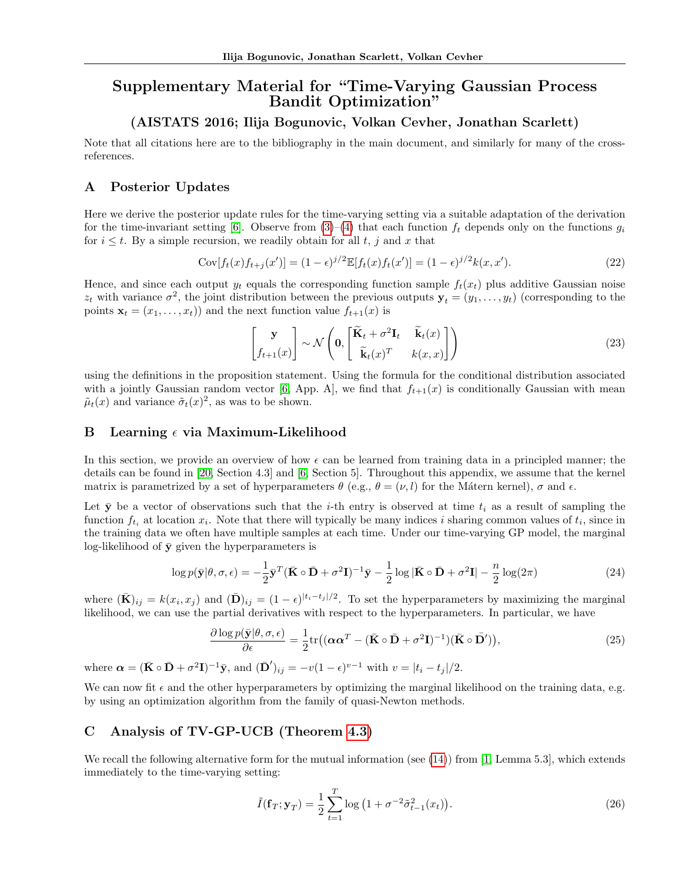# Supplementary Material for "Time-Varying Gaussian Process Bandit Optimization"

## (AISTATS 2016; Ilija Bogunovic, Volkan Cevher, Jonathan Scarlett)

Note that all citations here are to the bibliography in the main document, and similarly for many of the cross-references.

## A Posterior Updates

Here we derive the posterior update rules for the time-varying setting via a suitable adaptation of the derivation for the time-invariant setting [6]. Observe from (3)–(4) that each function $f_t$ depends only on the functions $g_i$ for $i \le t$. By a simple recursion, we readily obtain for all $t$, $j$ and $x$ that

$$\mathrm{Cov}[f_t(x) f_{t+j}(x')] = (1-\epsilon)^{j/2} \mathbb{E}[f_t(x) f_t(x')] = (1-\epsilon)^{j/2} k(x, x'). \tag{22}$$

Hence, and since each output $y_t$ equals the corresponding function sample $f_t(x_t)$ plus additive Gaussian noise $z_t$ with variance $\sigma^2$, the joint distribution between the previous outputs $\mathbf{y}_t = (y_1, \ldots, y_t)$ (corresponding to the points $\mathbf{x}_t = (x_1, \ldots, x_t)$) and the next function value $f_{t+1}(x)$ is

$$\begin{bmatrix} \mathbf{y} \\ f_{t+1}(x) \end{bmatrix} \sim \mathcal{N}\left( \mathbf{0}, \begin{bmatrix} \widetilde{\mathbf{K}}_t + \sigma^2 \mathbf{I}_t & \widetilde{\mathbf{k}}_t(x) \\ \widetilde{\mathbf{k}}_t(x)^T & k(x,x) \end{bmatrix} \right) \tag{23}$$

using the definitions in the proposition statement. Using the formula for the conditional distribution associated with a jointly Gaussian random vector [6, App. A], we find that $f_{t+1}(x)$ is conditionally Gaussian with mean $\tilde{\mu}_t(x)$ and variance $\tilde{\sigma}_t(x)^2$, as was to be shown.

## B Learning $\epsilon$ via Maximum-Likelihood

In this section, we provide an overview of how $\epsilon$ can be learned from training data in a principled manner; the details can be found in [20, Section 4.3] and [6, Section 5]. Throughout this appendix, we assume that the kernel matrix is parametrized by a set of hyperparameters $\theta$ (e.g., $\theta = (\nu, l)$ for the Mátern kernel), $\sigma$ and $\epsilon$.

Let $\bar{\mathbf{y}}$ be a vector of observations such that the $i$-th entry is observed at time $t_i$ as a result of sampling the function $f_{t_i}$ at location $x_i$. Note that there will typically be many indices $i$ sharing common values of $t_i$, since in the training data we often have multiple samples at each time. Under our time-varying GP model, the marginal log-likelihood of $\bar{\mathbf{y}}$ given the hyperparameters is

$$\log p(\bar{\mathbf{y}} | \theta, \sigma, \epsilon) = -\frac{1}{2} \bar{\mathbf{y}}^T (\bar{\mathbf{K}} \circ \bar{\mathbf{D}} + \sigma^2 \mathbf{I})^{-1} \bar{\mathbf{y}} - \frac{1}{2} \log |\bar{\mathbf{K}} \circ \bar{\mathbf{D}} + \sigma^2 \mathbf{I}| - \frac{n}{2} \log(2\pi) \tag{24}$$

where $(\bar{\mathbf{K}})_{ij} = k(x_i, x_j)$ and $(\bar{\mathbf{D}})_{ij} = (1-\epsilon)^{|t_i - t_j|/2}$. To set the hyperparameters by maximizing the marginal likelihood, we can use the partial derivatives with respect to the hyperparameters. In particular, we have

$$\frac{\partial \log p(\bar{\mathbf{y}} | \theta, \sigma, \epsilon)}{\partial \epsilon} = \frac{1}{2} \mathrm{tr}\big( (\boldsymbol{\alpha} \boldsymbol{\alpha}^T - (\bar{\mathbf{K}} \circ \bar{\mathbf{D}} + \sigma^2 \mathbf{I})^{-1}) (\bar{\mathbf{K}} \circ \bar{\mathbf{D}}') \big), \tag{25}$$

where $\boldsymbol{\alpha} = (\bar{\mathbf{K}} \circ \bar{\mathbf{D}} + \sigma^2 \mathbf{I})^{-1} \bar{\mathbf{y}}$, and $(\bar{\mathbf{D}}')_{ij} = -v(1-\epsilon)^{v-1}$ with $v = |t_i - t_j|/2$.

We can now fit $\epsilon$ and the other hyperparameters by optimizing the marginal likelihood on the training data, e.g. by using an optimization algorithm from the family of quasi-Newton methods.

## C Analysis of TV-GP-UCB (Theorem 4.3)

We recall the following alternative form for the mutual information (see (14)) from [1, Lemma 5.3], which extends immediately to the time-varying setting:

$$\tilde{I}(\mathbf{f}_T; \mathbf{y}_T) = \frac{1}{2} \sum_{t=1}^{T} \log\big(1 + \sigma^{-2} \tilde{\sigma}_{t-1}^2(x_t)\big). \tag{26}$$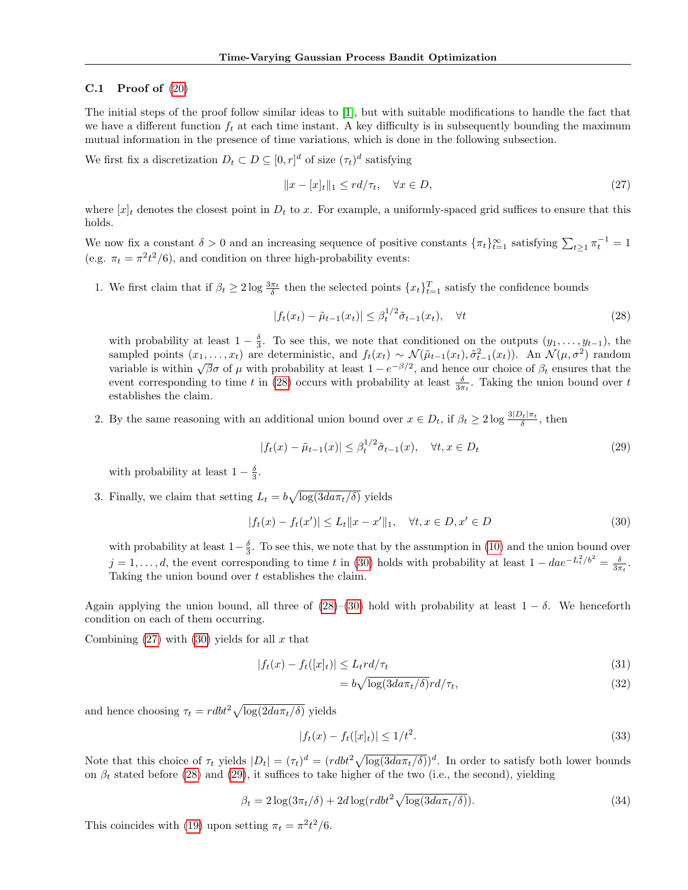### C.1 Proof of (20)

The initial steps of the proof follow similar ideas to [1], but with suitable modifications to handle the fact that we have a different function $f_t$ at each time instant. A key difficulty is in subsequently bounding the maximum mutual information in the presence of time variations, which is done in the following subsection.

We first fix a discretization $D_t \subset D \subseteq [0, r]^d$ of size $(\tau_t)^d$ satisfying

$$\|x - [x]_t\|_1 \le rd/\tau_t, \quad \forall x \in D, \tag{27}$$

where $[x]_t$ denotes the closest point in $D_t$ to $x$. For example, a uniformly-spaced grid suffices to ensure that this holds.

We now fix a constant $\delta > 0$ and an increasing sequence of positive constants $\{\pi_t\}_{t=1}^{\infty}$ satisfying $\sum_{t \ge 1} \pi_t^{-1} = 1$ (e.g. $\pi_t = \pi^2 t^2/6$), and condition on three high-probability events:

1. We first claim that if $\beta_t \ge 2 \log \frac{3\pi_t}{\delta}$ then the selected points $\{x_t\}_{t=1}^T$ satisfy the confidence bounds

$$|f_t(x_t) - \tilde{\mu}_{t-1}(x_t)| \le \beta_t^{1/2} \tilde{\sigma}_{t-1}(x_t), \quad \forall t \tag{28}$$

with probability at least $1 - \frac{\delta}{3}$. To see this, we note that conditioned on the outputs $(y_1, \dots, y_{t-1})$, the sampled points $(x_1, \dots, x_t)$ are deterministic, and $f_t(x_t) \sim \mathcal{N}(\tilde{\mu}_{t-1}(x_t), \tilde{\sigma}_{t-1}^2(x_t))$. An $\mathcal{N}(\mu, \sigma^2)$ random variable is within $\sqrt{\beta}\sigma$ of $\mu$ with probability at least $1 - e^{-\beta/2}$, and hence our choice of $\beta_t$ ensures that the event corresponding to time $t$ in (28) occurs with probability at least $\frac{\delta}{3\pi_t}$. Taking the union bound over $t$ establishes the claim.

2. By the same reasoning with an additional union bound over $x \in D_t$, if $\beta_t \ge 2 \log \frac{3|D_t|\pi_t}{\delta}$, then

$$|f_t(x) - \tilde{\mu}_{t-1}(x)| \le \beta_t^{1/2} \tilde{\sigma}_{t-1}(x), \quad \forall t, x \in D_t \tag{29}$$

with probability at least $1 - \frac{\delta}{3}$.

3. Finally, we claim that setting $L_t = b\sqrt{\log(3da\pi_t/\delta)}$ yields

$$|f_t(x) - f_t(x')| \le L_t \|x - x'\|_1, \quad \forall t, x \in D, x' \in D \tag{30}$$

with probability at least $1 - \frac{\delta}{3}$. To see this, we note that by the assumption in (10) and the union bound over $j = 1, \dots, d$, the event corresponding to time $t$ in (30) holds with probability at least $1 - dae^{-L_t^2/b^2} = \frac{\delta}{3\pi_t}$. Taking the union bound over $t$ establishes the claim.

Again applying the union bound, all three of (28)–(30) hold with probability at least $1 - \delta$. We henceforth condition on each of them occurring.

Combining (27) with (30) yields for all $x$ that

$$|f_t(x) - f_t([x]_t)| \le L_t rd/\tau_t \tag{31}$$

$$= b\sqrt{\log(3da\pi_t/\delta)} rd/\tau_t, \tag{32}$$

and hence choosing $\tau_t = rdbt^2\sqrt{\log(2da\pi_t/\delta)}$ yields

$$|f_t(x) - f_t([x]_t)| \le 1/t^2. \tag{33}$$

Note that this choice of $\tau_t$ yields $|D_t| = (\tau_t)^d = (rdbt^2\sqrt{\log(3da\pi_t/\delta)})^d$. In order to satisfy both lower bounds on $\beta_t$ stated before (28) and (29), it suffices to take higher of the two (i.e., the second), yielding

$$\beta_t = 2\log(3\pi_t/\delta) + 2d\log(rdbt^2\sqrt{\log(3da\pi_t/\delta)}). \tag{34}$$

This coincides with (19) upon setting $\pi_t = \pi^2 t^2/6$.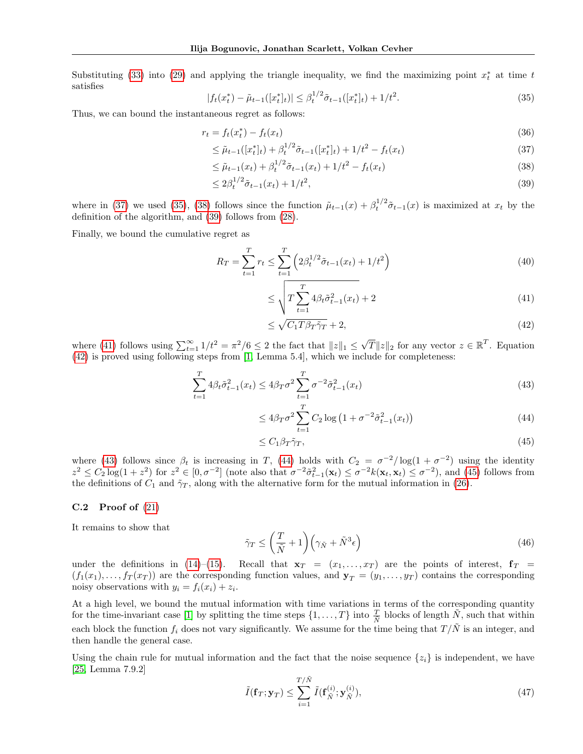Substituting (33) into (29) and applying the triangle inequality, we find the maximizing point $x_t^*$ at time $t$ satisfies

$$|f_t(x_t^*) - \tilde{\mu}_{t-1}([x_t^*]_t)| \le \beta_t^{1/2} \tilde{\sigma}_{t-1}([x_t^*]_t) + 1/t^2. \tag{35}$$

Thus, we can bound the instantaneous regret as follows:

$$r_t = f_t(x_t^*) - f_t(x_t) \tag{36}$$

$$\le \tilde{\mu}_{t-1}([x_t^*]_t) + \beta_t^{1/2} \tilde{\sigma}_{t-1}([x_t^*]_t) + 1/t^2 - f_t(x_t) \tag{37}$$

$$\le \tilde{\mu}_{t-1}(x_t) + \beta_t^{1/2} \tilde{\sigma}_{t-1}(x_t) + 1/t^2 - f_t(x_t) \tag{38}$$

$$\le 2\beta_t^{1/2} \tilde{\sigma}_{t-1}(x_t) + 1/t^2, \tag{39}$$

where in (37) we used (35), (38) follows since the function $\tilde{\mu}_{t-1}(x) + \beta_t^{1/2} \tilde{\sigma}_{t-1}(x)$ is maximized at $x_t$ by the definition of the algorithm, and (39) follows from (28).

Finally, we bound the cumulative regret as

$$R_T = \sum_{t=1}^{T} r_t \le \sum_{t=1}^{T} \left( 2\beta_t^{1/2} \tilde{\sigma}_{t-1}(x_t) + 1/t^2 \right) \tag{40}$$

$$\le \sqrt{T \sum_{t=1}^{T} 4\beta_t \tilde{\sigma}_{t-1}^2(x_t)} + 2 \tag{41}$$

$$\le \sqrt{C_1 T \beta_T \tilde{\gamma}_T} + 2, \tag{42}$$

where (41) follows using $\sum_{t=1}^{\infty} 1/t^2 = \pi^2/6 \le 2$ the fact that $\|z\|_1 \le \sqrt{T}\|z\|_2$ for any vector $z \in \mathbb{R}^T$. Equation (42) is proved using following steps from [1, Lemma 5.4], which we include for completeness:

$$\sum_{t=1}^{T} 4\beta_t \tilde{\sigma}_{t-1}^2(x_t) \le 4\beta_T \sigma^2 \sum_{t=1}^{T} \sigma^{-2} \tilde{\sigma}_{t-1}^2(x_t) \tag{43}$$

$$\le 4\beta_T \sigma^2 \sum_{t=1}^{T} C_2 \log\left(1 + \sigma^{-2} \tilde{\sigma}_{t-1}^2(x_t)\right) \tag{44}$$

$$\le C_1 \beta_T \tilde{\gamma}_T, \tag{45}$$

where (43) follows since $\beta_t$ is increasing in $T$, (44) holds with $C_2 = \sigma^{-2}/\log(1 + \sigma^{-2})$ using the identity $z^2 \le C_2 \log(1 + z^2)$ for $z^2 \in [0, \sigma^{-2}]$ (note also that $\sigma^{-2}\tilde{\sigma}_{t-1}^2(\mathbf{x}_t) \le \sigma^{-2} k(\mathbf{x}_t, \mathbf{x}_t) \le \sigma^{-2}$), and (45) follows from the definitions of $C_1$ and $\tilde{\gamma}_T$, along with the alternative form for the mutual information in (26).

### C.2 Proof of (21)

It remains to show that

$$\tilde{\gamma}_T \le \left(\frac{T}{\tilde{N}} + 1\right)\left(\gamma_{\tilde{N}} + \tilde{N}^3 \epsilon\right) \tag{46}$$

under the definitions in (14)–(15). Recall that $\mathbf{x}_T = (x_1, \dots, x_T)$ are the points of interest, $\mathbf{f}_T = (f_1(x_1), \dots, f_T(x_T))$ are the corresponding function values, and $\mathbf{y}_T = (y_1, \dots, y_T)$ contains the corresponding noisy observations with $y_i = f_i(x_i) + z_i$.

At a high level, we bound the mutual information with time variations in terms of the corresponding quantity for the time-invariant case [1] by splitting the time steps $\{1, \dots, T\}$ into $\frac{T}{\tilde{N}}$ blocks of length $\tilde{N}$, such that within each block the function $f_i$ does not vary significantly. We assume for the time being that $T/\tilde{N}$ is an integer, and then handle the general case.

Using the chain rule for mutual information and the fact that the noise sequence $\{z_i\}$ is independent, we have [25, Lemma 7.9.2]

$$\tilde{I}(\mathbf{f}_T; \mathbf{y}_T) \le \sum_{i=1}^{T/\tilde{N}} \tilde{I}(\mathbf{f}_{\tilde{N}}^{(i)}; \mathbf{y}_{\tilde{N}}^{(i)}), \tag{47}$$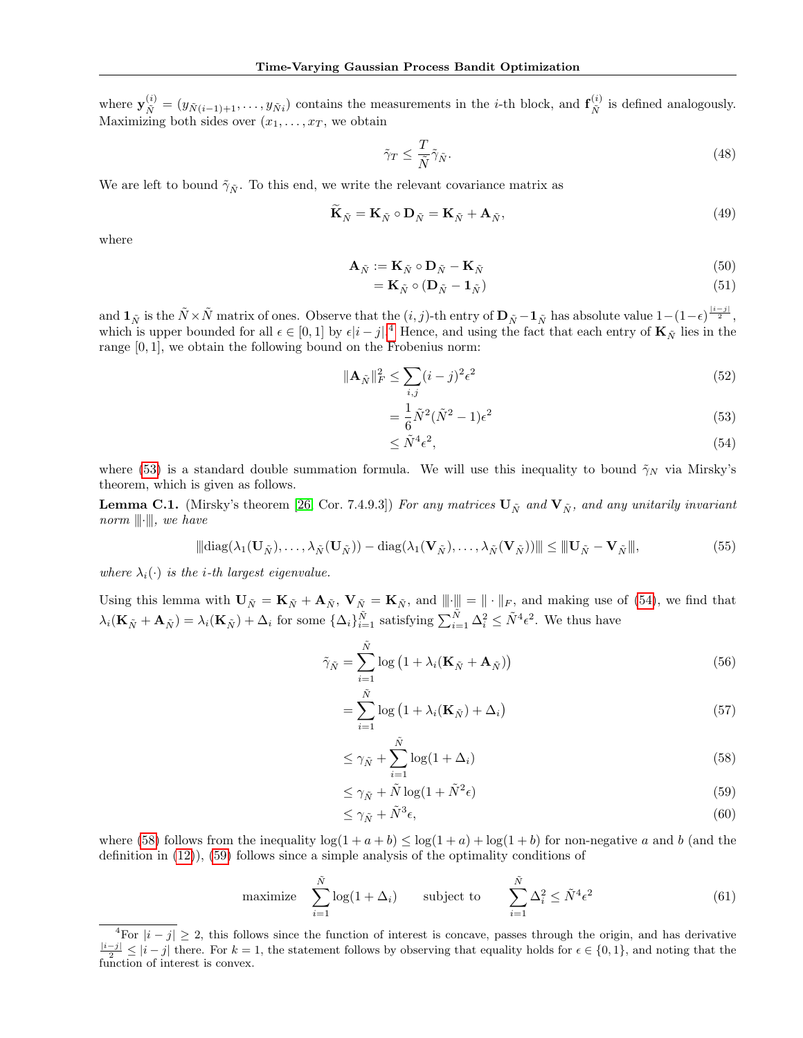where $\mathbf{y}_{\tilde{N}}^{(i)} = (y_{\tilde{N}(i-1)+1}, \dots, y_{\tilde{N}i})$ contains the measurements in the $i$-th block, and $\mathbf{f}_{\tilde{N}}^{(i)}$ is defined analogously. Maximizing both sides over $(x_1, \dots, x_T)$, we obtain

$$\tilde{\gamma}_T \le \frac{T}{\tilde{N}} \tilde{\gamma}_{\tilde{N}}. \tag{48}$$

We are left to bound $\tilde{\gamma}_{\tilde{N}}$. To this end, we write the relevant covariance matrix as

$$\widetilde{\mathbf{K}}_{\tilde{N}} = \mathbf{K}_{\tilde{N}} \circ \mathbf{D}_{\tilde{N}} = \mathbf{K}_{\tilde{N}} + \mathbf{A}_{\tilde{N}}, \tag{49}$$

where

$$\mathbf{A}_{\tilde{N}} := \mathbf{K}_{\tilde{N}} \circ \mathbf{D}_{\tilde{N}} - \mathbf{K}_{\tilde{N}} \tag{50}$$

$$= \mathbf{K}_{\tilde{N}} \circ (\mathbf{D}_{\tilde{N}} - \mathbf{1}_{\tilde{N}}) \tag{51}$$

and $\mathbf{1}_{\tilde{N}}$ is the $\tilde{N} \times \tilde{N}$ matrix of ones. Observe that the $(i,j)$-th entry of $\mathbf{D}_{\tilde{N}} - \mathbf{1}_{\tilde{N}}$ has absolute value $1 - (1-\epsilon)^{\frac{|i-j|}{2}}$, which is upper bounded for all $\epsilon \in [0,1]$ by $\epsilon|i-j|$.[4] Hence, and using the fact that each entry of $\mathbf{K}_{\tilde{N}}$ lies in the range $[0,1]$, we obtain the following bound on the Frobenius norm:

$$\|\mathbf{A}_{\tilde{N}}\|_F^2 \le \sum_{i,j} (i-j)^2 \epsilon^2 \tag{52}$$

$$= \frac{1}{6} \tilde{N}^2 (\tilde{N}^2 - 1) \epsilon^2 \tag{53}$$

$$\le \tilde{N}^4 \epsilon^2, \tag{54}$$

where (53) is a standard double summation formula. We will use this inequality to bound $\tilde{\gamma}_N$ via Mirsky's theorem, which is given as follows.

**Lemma C.1.** (Mirsky's theorem [26, Cor. 7.4.9.3]) *For any matrices $\mathbf{U}_{\tilde{N}}$ and $\mathbf{V}_{\tilde{N}}$, and any unitarily invariant norm $|||\cdot|||$, we have*

$$|||\mathrm{diag}(\lambda_1(\mathbf{U}_{\tilde{N}}), \dots, \lambda_{\tilde{N}}(\mathbf{U}_{\tilde{N}})) - \mathrm{diag}(\lambda_1(\mathbf{V}_{\tilde{N}}), \dots, \lambda_{\tilde{N}}(\mathbf{V}_{\tilde{N}}))||| \le |||\mathbf{U}_{\tilde{N}} - \mathbf{V}_{\tilde{N}}|||, \tag{55}$$

*where $\lambda_i(\cdot)$ is the $i$-th largest eigenvalue.*

Using this lemma with $\mathbf{U}_{\tilde{N}} = \mathbf{K}_{\tilde{N}} + \mathbf{A}_{\tilde{N}}$, $\mathbf{V}_{\tilde{N}} = \mathbf{K}_{\tilde{N}}$, and $|||\cdot||| = \|\cdot\|_F$, and making use of (54), we find that $\lambda_i(\mathbf{K}_{\tilde{N}} + \mathbf{A}_{\tilde{N}}) = \lambda_i(\mathbf{K}_{\tilde{N}}) + \Delta_i$ for some $\{\Delta_i\}_{i=1}^{\tilde{N}}$ satisfying $\sum_{i=1}^{\tilde{N}} \Delta_i^2 \le \tilde{N}^4 \epsilon^2$. We thus have

$$\tilde{\gamma}_{\tilde{N}} = \sum_{i=1}^{\tilde{N}} \log\big(1 + \lambda_i(\mathbf{K}_{\tilde{N}} + \mathbf{A}_{\tilde{N}})\big) \tag{56}$$

$$= \sum_{i=1}^{\tilde{N}} \log\big(1 + \lambda_i(\mathbf{K}_{\tilde{N}}) + \Delta_i\big) \tag{57}$$

$$\le \gamma_{\tilde{N}} + \sum_{i=1}^{\tilde{N}} \log(1 + \Delta_i) \tag{58}$$

$$\le \gamma_{\tilde{N}} + \tilde{N} \log(1 + \tilde{N}^2 \epsilon) \tag{59}$$

$$\le \gamma_{\tilde{N}} + \tilde{N}^3 \epsilon, \tag{60}$$

where (58) follows from the inequality $\log(1+a+b) \le \log(1+a) + \log(1+b)$ for non-negative $a$ and $b$ (and the definition in (12)), (59) follows since a simple analysis of the optimality conditions of

$$\text{maximize} \quad \sum_{i=1}^{\tilde{N}} \log(1 + \Delta_i) \qquad \text{subject to} \qquad \sum_{i=1}^{\tilde{N}} \Delta_i^2 \le \tilde{N}^4 \epsilon^2 \tag{61}$$

[4] For $|i-j| \ge 2$, this follows since the function of interest is concave, passes through the origin, and has derivative $\frac{|i-j|}{2} \le |i-j|$ there. For $k = 1$, the statement follows by observing that equality holds for $\epsilon \in \{0, 1\}$, and noting that the function of interest is convex.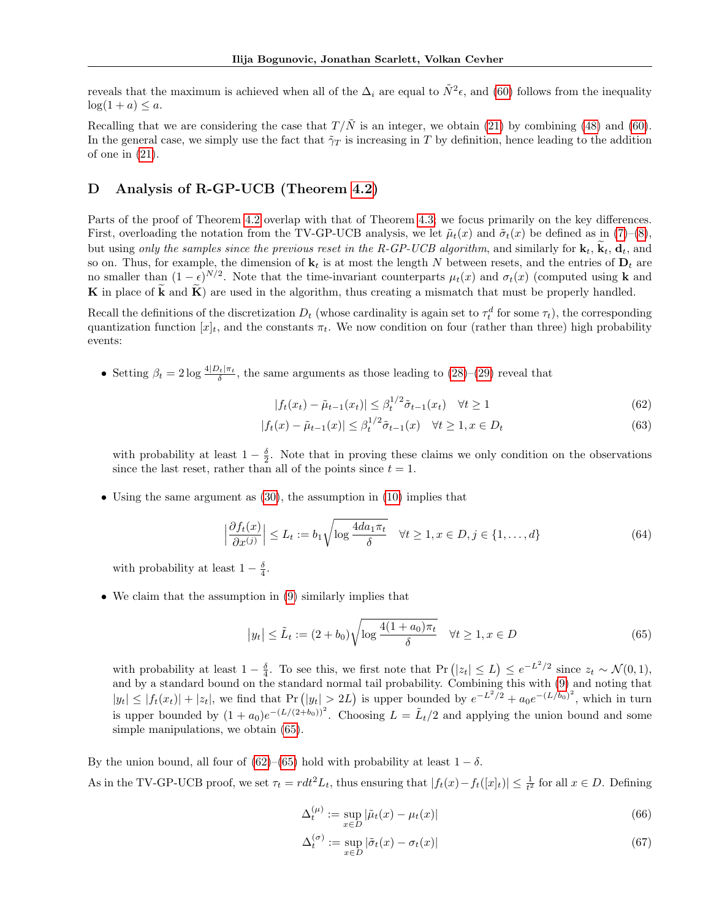reveals that the maximum is achieved when all of the $\Delta_i$ are equal to $\tilde{N}^2\epsilon$, and (60) follows from the inequality $\log(1+a) \le a$.

Recalling that we are considering the case that $T/\tilde{N}$ is an integer, we obtain (21) by combining (48) and (60). In the general case, we simply use the fact that $\tilde{\gamma}_T$ is increasing in $T$ by definition, hence leading to the addition of one in (21).

## D Analysis of R-GP-UCB (Theorem 4.2)

Parts of the proof of Theorem 4.2 overlap with that of Theorem 4.3; we focus primarily on the key differences. First, overloading the notation from the TV-GP-UCB analysis, we let $\tilde{\mu}_t(x)$ and $\tilde{\sigma}_t(x)$ be defined as in (7)–(8), but using *only the samples since the previous reset in the R-GP-UCB algorithm*, and similarly for $\mathbf{k}_t$, $\widetilde{\mathbf{k}}_t$, $\mathbf{d}_t$, and so on. Thus, for example, the dimension of $\mathbf{k}_t$ is at most the length $N$ between resets, and the entries of $\mathbf{D}_t$ are no smaller than $(1-\epsilon)^{N/2}$. Note that the time-invariant counterparts $\mu_t(x)$ and $\sigma_t(x)$ (computed using $\mathbf{k}$ and $\mathbf{K}$ in place of $\widetilde{\mathbf{k}}$ and $\widetilde{\mathbf{K}}$) are used in the algorithm, thus creating a mismatch that must be properly handled.

Recall the definitions of the discretization $D_t$ (whose cardinality is again set to $\tau_t^d$ for some $\tau_t$), the corresponding quantization function $[x]_t$, and the constants $\pi_t$. We now condition on four (rather than three) high probability events:

- Setting $\beta_t = 2\log\frac{4|D_t|\pi_t}{\delta}$, the same arguments as those leading to (28)–(29) reveal that

$$|f_t(x_t) - \tilde{\mu}_{t-1}(x_t)| \le \beta_t^{1/2}\tilde{\sigma}_{t-1}(x_t) \quad \forall t \ge 1 \tag{62}$$

$$|f_t(x) - \tilde{\mu}_{t-1}(x)| \le \beta_t^{1/2}\tilde{\sigma}_{t-1}(x) \quad \forall t \ge 1, x \in D_t \tag{63}$$

  with probability at least $1 - \frac{\delta}{2}$. Note that in proving these claims we only condition on the observations since the last reset, rather than all of the points since $t = 1$.

- Using the same argument as (30), the assumption in (10) implies that

$$\Big|\frac{\partial f_t(x)}{\partial x^{(j)}}\Big| \le L_t := b_1\sqrt{\log\frac{4da_1\pi_t}{\delta}} \quad \forall t \ge 1, x \in D, j \in \{1,\dots,d\} \tag{64}$$

  with probability at least $1 - \frac{\delta}{4}$.

- We claim that the assumption in (9) similarly implies that

$$\big|y_t\big| \le \tilde{L}_t := (2+b_0)\sqrt{\log\frac{4(1+a_0)\pi_t}{\delta}} \quad \forall t \ge 1, x \in D \tag{65}$$

  with probability at least $1 - \frac{\delta}{4}$. To see this, we first note that $\Pr\big(|z_t| \le L\big) \le e^{-L^2/2}$ since $z_t \sim \mathcal{N}(0,1)$, and by a standard bound on the standard normal tail probability. Combining this with (9) and noting that $|y_t| \le |f_t(x_t)| + |z_t|$, we find that $\Pr\big(|y_t| > 2L\big)$ is upper bounded by $e^{-L^2/2} + a_0 e^{-(L/b_0)^2}$, which in turn is upper bounded by $(1+a_0)e^{-(L/(2+b_0))^2}$. Choosing $L = \tilde{L}_t/2$ and applying the union bound and some simple manipulations, we obtain (65).

By the union bound, all four of (62)–(65) hold with probability at least $1-\delta$.

As in the TV-GP-UCB proof, we set $\tau_t = rdt^2L_t$, thus ensuring that $|f_t(x) - f_t([x]_t)| \le \frac{1}{t^2}$ for all $x \in D$. Defining

$$\Delta_t^{(\mu)} := \sup_{x\in D}|\tilde{\mu}_t(x) - \mu_t(x)| \tag{66}$$

$$\Delta_t^{(\sigma)} := \sup_{x\in D}|\tilde{\sigma}_t(x) - \sigma_t(x)| \tag{67}$$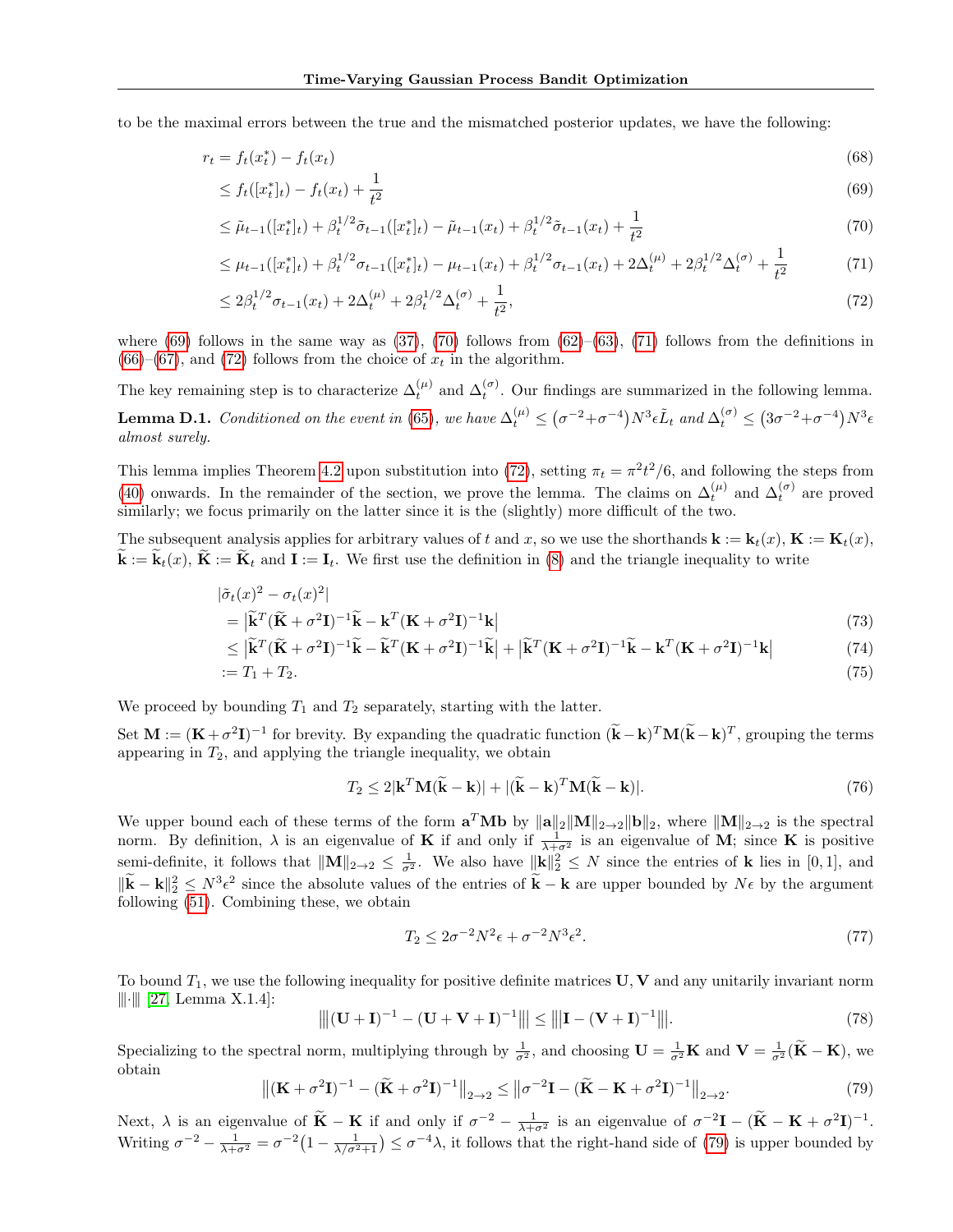to be the maximal errors between the true and the mismatched posterior updates, we have the following:

$$
\begin{aligned}
r_t &= f_t(x_t^*) - f_t(x_t) && (68)\\
&\le f_t([x_t^*]_t) - f_t(x_t) + \frac{1}{t^2} && (69)\\
&\le \tilde{\mu}_{t-1}([x_t^*]_t) + \beta_t^{1/2}\tilde{\sigma}_{t-1}([x_t^*]_t) - \tilde{\mu}_{t-1}(x_t) + \beta_t^{1/2}\tilde{\sigma}_{t-1}(x_t) + \frac{1}{t^2} && (70)\\
&\le \mu_{t-1}([x_t^*]_t) + \beta_t^{1/2}\sigma_{t-1}([x_t^*]_t) - \mu_{t-1}(x_t) + \beta_t^{1/2}\sigma_{t-1}(x_t) + 2\Delta_t^{(\mu)} + 2\beta_t^{1/2}\Delta_t^{(\sigma)} + \frac{1}{t^2} && (71)\\
&\le 2\beta_t^{1/2}\sigma_{t-1}(x_t) + 2\Delta_t^{(\mu)} + 2\beta_t^{1/2}\Delta_t^{(\sigma)} + \frac{1}{t^2}, && (72)
\end{aligned}
$$

where (69) follows in the same way as (37), (70) follows from (62)–(63), (71) follows from the definitions in (66)–(67), and (72) follows from the choice of $x_t$ in the algorithm.

The key remaining step is to characterize $\Delta_t^{(\mu)}$ and $\Delta_t^{(\sigma)}$. Our findings are summarized in the following lemma.

**Lemma D.1.** *Conditioned on the event in (65), we have $\Delta_t^{(\mu)} \le \big(\sigma^{-2}+\sigma^{-4}\big)N^3\epsilon\tilde{L}_t$ and $\Delta_t^{(\sigma)} \le \big(3\sigma^{-2}+\sigma^{-4}\big)N^3\epsilon$ almost surely.*

This lemma implies Theorem 4.2 upon substitution into (72), setting $\pi_t = \pi^2t^2/6$, and following the steps from (40) onwards. In the remainder of the section, we prove the lemma. The claims on $\Delta_t^{(\mu)}$ and $\Delta_t^{(\sigma)}$ are proved similarly; we focus primarily on the latter since it is the (slightly) more difficult of the two.

The subsequent analysis applies for arbitrary values of $t$ and $x$, so we use the shorthands $\mathbf{k} := \mathbf{k}_t(x)$, $\mathbf{K} := \mathbf{K}_t(x)$, $\widetilde{\mathbf{k}} := \widetilde{\mathbf{k}}_t(x)$, $\widetilde{\mathbf{K}} := \widetilde{\mathbf{K}}_t$ and $\mathbf{I} := \mathbf{I}_t$. We first use the definition in (8) and the triangle inequality to write

$$
\begin{aligned}
&|\tilde{\sigma}_t(x)^2 - \sigma_t(x)^2| \\
&\quad = \big|\widetilde{\mathbf{k}}^T(\widetilde{\mathbf{K}}+\sigma^2\mathbf{I})^{-1}\widetilde{\mathbf{k}} - \mathbf{k}^T(\mathbf{K}+\sigma^2\mathbf{I})^{-1}\mathbf{k}\big| && (73)\\
&\quad \le \big|\widetilde{\mathbf{k}}^T(\widetilde{\mathbf{K}}+\sigma^2\mathbf{I})^{-1}\widetilde{\mathbf{k}} - \widetilde{\mathbf{k}}^T(\mathbf{K}+\sigma^2\mathbf{I})^{-1}\widetilde{\mathbf{k}}\big| + \big|\widetilde{\mathbf{k}}^T(\mathbf{K}+\sigma^2\mathbf{I})^{-1}\widetilde{\mathbf{k}} - \mathbf{k}^T(\mathbf{K}+\sigma^2\mathbf{I})^{-1}\mathbf{k}\big| && (74)\\
&\quad := T_1 + T_2. && (75)
\end{aligned}
$$

We proceed by bounding $T_1$ and $T_2$ separately, starting with the latter.

Set $\mathbf{M} := (\mathbf{K}+\sigma^2\mathbf{I})^{-1}$ for brevity. By expanding the quadratic function $(\widetilde{\mathbf{k}}-\mathbf{k})^T\mathbf{M}(\widetilde{\mathbf{k}}-\mathbf{k})^T$, grouping the terms appearing in $T_2$, and applying the triangle inequality, we obtain

$$
T_2 \le 2|\mathbf{k}^T\mathbf{M}(\widetilde{\mathbf{k}}-\mathbf{k})| + |(\widetilde{\mathbf{k}}-\mathbf{k})^T\mathbf{M}(\widetilde{\mathbf{k}}-\mathbf{k})|. \tag{76}
$$

We upper bound each of these terms of the form $\mathbf{a}^T\mathbf{M}\mathbf{b}$ by $\|\mathbf{a}\|_2\|\mathbf{M}\|_{2\to2}\|\mathbf{b}\|_2$, where $\|\mathbf{M}\|_{2\to2}$ is the spectral norm. By definition, $\lambda$ is an eigenvalue of $\mathbf{K}$ if and only if $\frac{1}{\lambda+\sigma^2}$ is an eigenvalue of $\mathbf{M}$; since $\mathbf{K}$ is positive semi-definite, it follows that $\|\mathbf{M}\|_{2\to2} \le \frac{1}{\sigma^2}$. We also have $\|\mathbf{k}\|_2^2 \le N$ since the entries of $\mathbf{k}$ lies in $[0,1]$, and $\|\widetilde{\mathbf{k}}-\mathbf{k}\|_2^2 \le N^3\epsilon^2$ since the absolute values of the entries of $\widetilde{\mathbf{k}}-\mathbf{k}$ are upper bounded by $N\epsilon$ by the argument following (51). Combining these, we obtain

$$
T_2 \le 2\sigma^{-2}N^2\epsilon + \sigma^{-2}N^3\epsilon^2. \tag{77}
$$

To bound $T_1$, we use the following inequality for positive definite matrices $\mathbf{U}, \mathbf{V}$ and any unitarily invariant norm $|||\cdot|||$ [27, Lemma X.1.4]:

$$
\big|\big|\big|(\mathbf{U}+\mathbf{I})^{-1} - (\mathbf{U}+\mathbf{V}+\mathbf{I})^{-1}\big|\big|\big| \le \big|\big|\big|\mathbf{I} - (\mathbf{V}+\mathbf{I})^{-1}\big|\big|\big|. \tag{78}
$$

Specializing to the spectral norm, multiplying through by $\frac{1}{\sigma^2}$, and choosing $\mathbf{U} = \frac{1}{\sigma^2}\mathbf{K}$ and $\mathbf{V} = \frac{1}{\sigma^2}(\widetilde{\mathbf{K}}-\mathbf{K})$, we obtain

$$
\big\|(\mathbf{K}+\sigma^2\mathbf{I})^{-1} - (\widetilde{\mathbf{K}}+\sigma^2\mathbf{I})^{-1}\big\|_{2\to2} \le \big\|\sigma^{-2}\mathbf{I} - (\widetilde{\mathbf{K}}-\mathbf{K}+\sigma^2\mathbf{I})^{-1}\big\|_{2\to2}. \tag{79}
$$

Next, $\lambda$ is an eigenvalue of $\widetilde{\mathbf{K}}-\mathbf{K}$ if and only if $\sigma^{-2} - \frac{1}{\lambda+\sigma^2}$ is an eigenvalue of $\sigma^{-2}\mathbf{I} - (\widetilde{\mathbf{K}}-\mathbf{K}+\sigma^2\mathbf{I})^{-1}$. Writing $\sigma^{-2} - \frac{1}{\lambda+\sigma^2} = \sigma^{-2}\big(1 - \frac{1}{\lambda/\sigma^2+1}\big) \le \sigma^{-4}\lambda$, it follows that the right-hand side of (79) is upper bounded by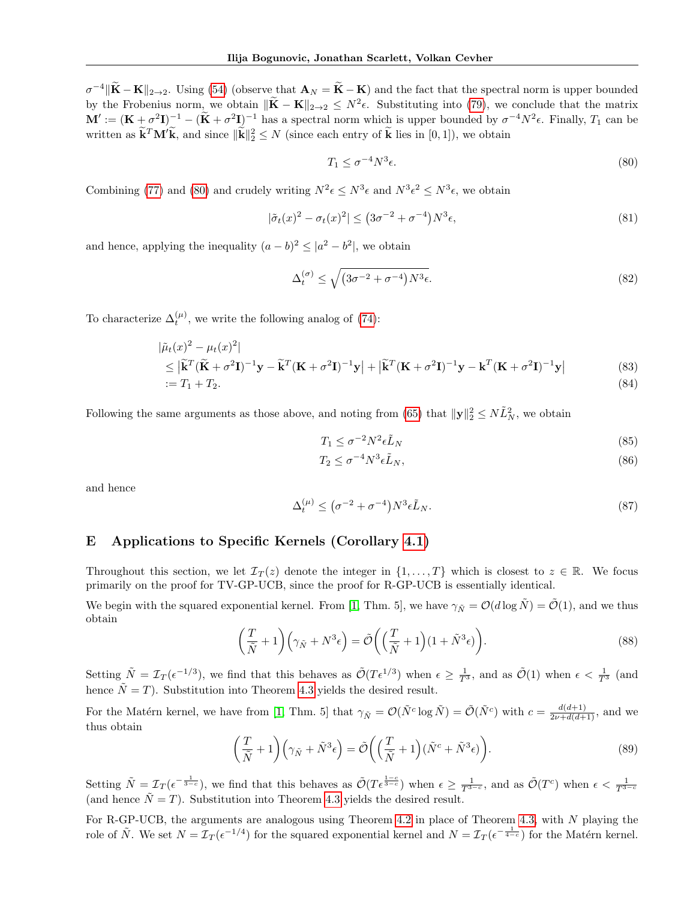$\sigma^{-4}\|\widetilde{\mathbf{K}}-\mathbf{K}\|_{2\to 2}$. Using (54) (observe that $\mathbf{A}_N = \widetilde{\mathbf{K}} - \mathbf{K}$) and the fact that the spectral norm is upper bounded by the Frobenius norm, we obtain $\|\widetilde{\mathbf{K}}-\mathbf{K}\|_{2\to 2} \le N^2\epsilon$. Substituting into (79), we conclude that the matrix $\mathbf{M}' := (\mathbf{K}+\sigma^2\mathbf{I})^{-1} - (\widetilde{\mathbf{K}}+\sigma^2\mathbf{I})^{-1}$ has a spectral norm which is upper bounded by $\sigma^{-4}N^2\epsilon$. Finally, $T_1$ can be written as $\widetilde{\mathbf{k}}^T\mathbf{M}'\widetilde{\mathbf{k}}$, and since $\|\widetilde{\mathbf{k}}\|_2^2 \le N$ (since each entry of $\widetilde{\mathbf{k}}$ lies in $[0,1]$), we obtain

$$T_1 \le \sigma^{-4}N^3\epsilon. \tag{80}$$

Combining (77) and (80) and crudely writing $N^2\epsilon \le N^3\epsilon$ and $N^3\epsilon^2 \le N^3\epsilon$, we obtain

$$|\tilde{\sigma}_t(x)^2 - \sigma_t(x)^2| \le \big(3\sigma^{-2} + \sigma^{-4}\big)N^3\epsilon, \tag{81}$$

and hence, applying the inequality $(a-b)^2 \le |a^2-b^2|$, we obtain

$$\Delta_t^{(\sigma)} \le \sqrt{\big(3\sigma^{-2}+\sigma^{-4}\big)N^3\epsilon}. \tag{82}$$

To characterize $\Delta_t^{(\mu)}$, we write the following analog of (74):

$$\begin{aligned}
&|\tilde{\mu}_t(x)^2 - \mu_t(x)^2| \\
&\le \big|\widetilde{\mathbf{k}}^T(\widetilde{\mathbf{K}}+\sigma^2\mathbf{I})^{-1}\mathbf{y} - \widetilde{\mathbf{k}}^T(\mathbf{K}+\sigma^2\mathbf{I})^{-1}\mathbf{y}\big| + \big|\widetilde{\mathbf{k}}^T(\mathbf{K}+\sigma^2\mathbf{I})^{-1}\mathbf{y} - \mathbf{k}^T(\mathbf{K}+\sigma^2\mathbf{I})^{-1}\mathbf{y}\big| \qquad (83)\\
&:= T_1 + T_2. \qquad (84)
\end{aligned}$$

Following the same arguments as those above, and noting from (65) that $\|\mathbf{y}\|_2^2 \le N\tilde{L}_N^2$, we obtain

$$T_1 \le \sigma^{-2}N^2\epsilon\tilde{L}_N \tag{85}$$

$$T_2 \le \sigma^{-4}N^3\epsilon\tilde{L}_N, \tag{86}$$

and hence

$$\Delta_t^{(\mu)} \le \big(\sigma^{-2}+\sigma^{-4}\big)N^3\epsilon\tilde{L}_N. \tag{87}$$

# E Applications to Specific Kernels (Corollary 4.1)

Throughout this section, we let $\mathcal{I}_T(z)$ denote the integer in $\{1,\dots,T\}$ which is closest to $z \in \mathbb{R}$. We focus primarily on the proof for TV-GP-UCB, since the proof for R-GP-UCB is essentially identical.

We begin with the squared exponential kernel. From [1, Thm. 5], we have $\gamma_{\tilde{N}} = \mathcal{O}(d\log\tilde{N}) = \tilde{\mathcal{O}}(1)$, and we thus obtain

$$\Big(\frac{T}{\tilde{N}}+1\Big)\Big(\gamma_{\tilde{N}} + N^3\epsilon\Big) = \tilde{\mathcal{O}}\bigg(\Big(\frac{T}{\tilde{N}}+1\Big)(1+\tilde{N}^3\epsilon)\bigg). \tag{88}$$

Setting $\tilde{N} = \mathcal{I}_T(\epsilon^{-1/3})$, we find that this behaves as $\tilde{\mathcal{O}}(T\epsilon^{1/3})$ when $\epsilon \ge \frac{1}{T^3}$, and as $\tilde{\mathcal{O}}(1)$ when $\epsilon < \frac{1}{T^3}$ (and hence $\tilde{N}=T$). Substitution into Theorem 4.3 yields the desired result.

For the Matérn kernel, we have from [1, Thm. 5] that $\gamma_{\tilde{N}} = \mathcal{O}(\tilde{N}^c\log\tilde{N}) = \tilde{\mathcal{O}}(\tilde{N}^c)$ with $c = \frac{d(d+1)}{2\nu+d(d+1)}$, and we thus obtain

$$\Big(\frac{T}{\tilde{N}}+1\Big)\Big(\gamma_{\tilde{N}} + \tilde{N}^3\epsilon\Big) = \tilde{\mathcal{O}}\bigg(\Big(\frac{T}{\tilde{N}}+1\Big)(\tilde{N}^c+\tilde{N}^3\epsilon)\bigg). \tag{89}$$

Setting $\tilde{N} = \mathcal{I}_T(\epsilon^{-\frac{1}{3-c}})$, we find that this behaves as $\tilde{\mathcal{O}}(T\epsilon^{\frac{1-c}{3-c}})$ when $\epsilon \ge \frac{1}{T^{3-c}}$, and as $\tilde{\mathcal{O}}(T^c)$ when $\epsilon < \frac{1}{T^{3-c}}$ (and hence $\tilde{N}=T$). Substitution into Theorem 4.3 yields the desired result.

For R-GP-UCB, the arguments are analogous using Theorem 4.2 in place of Theorem 4.3, with $N$ playing the role of $\tilde{N}$. We set $N = \mathcal{I}_T(\epsilon^{-1/4})$ for the squared exponential kernel and $N = \mathcal{I}_T(\epsilon^{-\frac{1}{4-c}})$ for the Matérn kernel.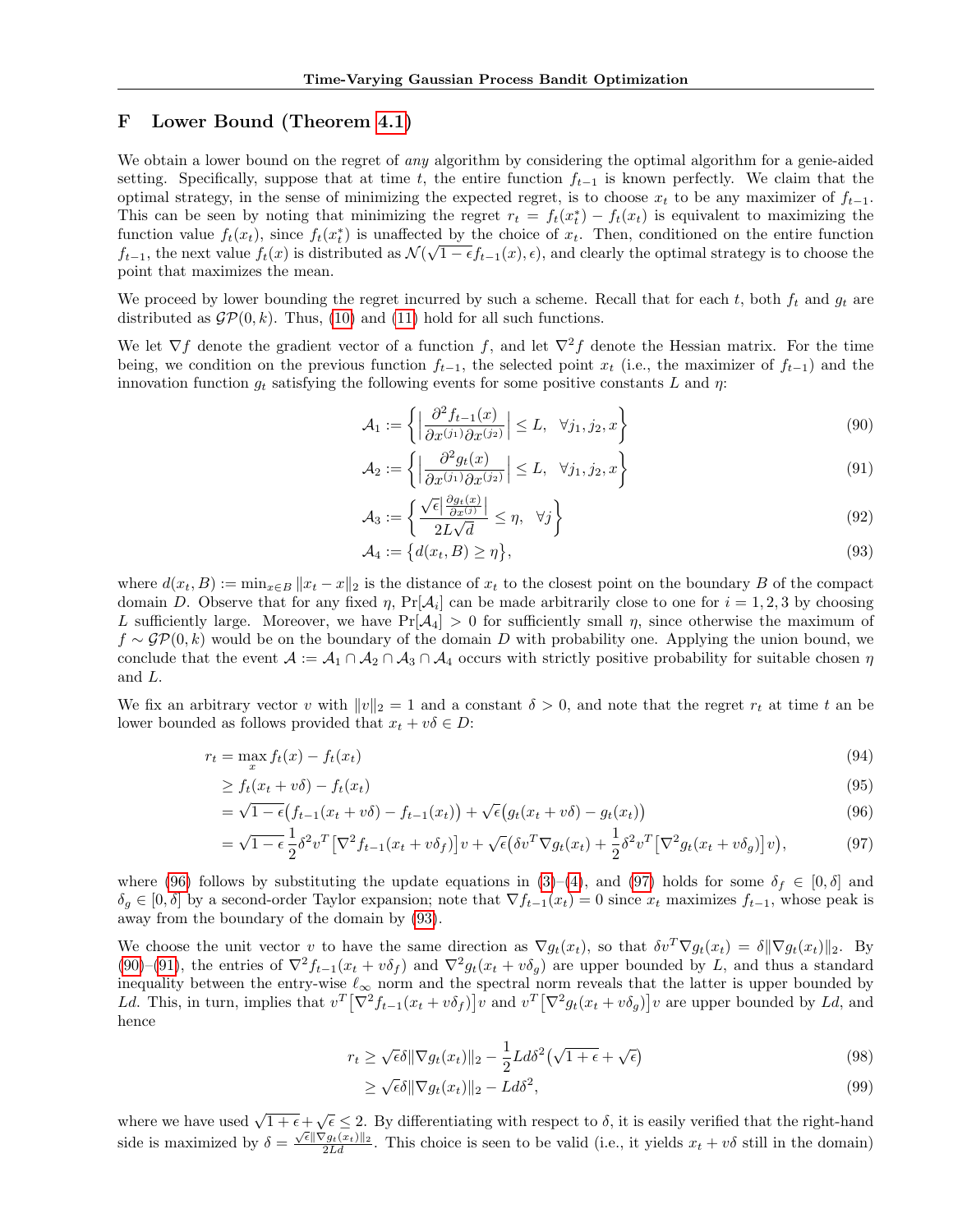## F Lower Bound (Theorem 4.1)

We obtain a lower bound on the regret of *any* algorithm by considering the optimal algorithm for a genie-aided setting. Specifically, suppose that at time $t$, the entire function $f_{t-1}$ is known perfectly. We claim that the optimal strategy, in the sense of minimizing the expected regret, is to choose $x_t$ to be any maximizer of $f_{t-1}$. This can be seen by noting that minimizing the regret $r_t = f_t(x_t^*) - f_t(x_t)$ is equivalent to maximizing the function value $f_t(x_t)$, since $f_t(x_t^*)$ is unaffected by the choice of $x_t$. Then, conditioned on the entire function $f_{t-1}$, the next value $f_t(x)$ is distributed as $\mathcal{N}(\sqrt{1-\epsilon} f_{t-1}(x), \epsilon)$, and clearly the optimal strategy is to choose the point that maximizes the mean.

We proceed by lower bounding the regret incurred by such a scheme. Recall that for each $t$, both $f_t$ and $g_t$ are distributed as $\mathcal{GP}(0, k)$. Thus, (10) and (11) hold for all such functions.

We let $\nabla f$ denote the gradient vector of a function $f$, and let $\nabla^2 f$ denote the Hessian matrix. For the time being, we condition on the previous function $f_{t-1}$, the selected point $x_t$ (i.e., the maximizer of $f_{t-1}$) and the innovation function $g_t$ satisfying the following events for some positive constants $L$ and $\eta$:

$$\mathcal{A}_1 := \bigg\{ \Big| \frac{\partial^2 f_{t-1}(x)}{\partial x^{(j_1)} \partial x^{(j_2)}} \Big| \le L, \quad \forall j_1, j_2, x \bigg\} \tag{90}$$

$$\mathcal{A}_2 := \bigg\{ \Big| \frac{\partial^2 g_t(x)}{\partial x^{(j_1)} \partial x^{(j_2)}} \Big| \le L, \quad \forall j_1, j_2, x \bigg\} \tag{91}$$

$$\mathcal{A}_3 := \bigg\{ \frac{\sqrt{\epsilon} \big| \frac{\partial g_t(x)}{\partial x^{(j)}} \big|}{2L\sqrt{d}} \le \eta, \quad \forall j \bigg\} \tag{92}$$

$$\mathcal{A}_4 := \big\{ d(x_t, B) \ge \eta \big\}, \tag{93}$$

where $d(x_t, B) := \min_{x \in B} \|x_t - x\|_2$ is the distance of $x_t$ to the closest point on the boundary $B$ of the compact domain $D$. Observe that for any fixed $\eta$, $\Pr[\mathcal{A}_i]$ can be made arbitrarily close to one for $i = 1, 2, 3$ by choosing $L$ sufficiently large. Moreover, we have $\Pr[\mathcal{A}_4] > 0$ for sufficiently small $\eta$, since otherwise the maximum of $f \sim \mathcal{GP}(0, k)$ would be on the boundary of the domain $D$ with probability one. Applying the union bound, we conclude that the event $\mathcal{A} := \mathcal{A}_1 \cap \mathcal{A}_2 \cap \mathcal{A}_3 \cap \mathcal{A}_4$ occurs with strictly positive probability for suitable chosen $\eta$ and $L$.

We fix an arbitrary vector $v$ with $\|v\|_2 = 1$ and a constant $\delta > 0$, and note that the regret $r_t$ at time $t$ an be lower bounded as follows provided that $x_t + v\delta \in D$:

$$r_t = \max_x f_t(x) - f_t(x_t) \tag{94}$$

$$\ge f_t(x_t + v\delta) - f_t(x_t) \tag{95}$$

$$= \sqrt{1-\epsilon}\big(f_{t-1}(x_t + v\delta) - f_{t-1}(x_t)\big) + \sqrt{\epsilon}\big(g_t(x_t + v\delta) - g_t(x_t)\big) \tag{96}$$

$$= \sqrt{1-\epsilon}\,\frac{1}{2}\delta^2 v^T \big[\nabla^2 f_{t-1}(x_t + v\delta_f)\big] v + \sqrt{\epsilon}\big(\delta v^T \nabla g_t(x_t) + \frac{1}{2}\delta^2 v^T \big[\nabla^2 g_t(x_t + v\delta_g)\big] v\big), \tag{97}$$

where (96) follows by substituting the update equations in (3)–(4), and (97) holds for some $\delta_f \in [0, \delta]$ and $\delta_g \in [0, \delta]$ by a second-order Taylor expansion; note that $\nabla f_{t-1}(x_t) = 0$ since $x_t$ maximizes $f_{t-1}$, whose peak is away from the boundary of the domain by (93).

We choose the unit vector $v$ to have the same direction as $\nabla g_t(x_t)$, so that $\delta v^T \nabla g_t(x_t) = \delta \|\nabla g_t(x_t)\|_2$. By (90)–(91), the entries of $\nabla^2 f_{t-1}(x_t + v\delta_f)$ and $\nabla^2 g_t(x_t + v\delta_g)$ are upper bounded by $L$, and thus a standard inequality between the entry-wise $\ell_\infty$ norm and the spectral norm reveals that the latter is upper bounded by $Ld$. This, in turn, implies that $v^T \big[\nabla^2 f_{t-1}(x_t + v\delta_f)\big] v$ and $v^T \big[\nabla^2 g_t(x_t + v\delta_g)\big] v$ are upper bounded by $Ld$, and hence

$$r_t \ge \sqrt{\epsilon}\delta \|\nabla g_t(x_t)\|_2 - \frac{1}{2} L d \delta^2 \big(\sqrt{1+\epsilon} + \sqrt{\epsilon}\big) \tag{98}$$

$$\ge \sqrt{\epsilon}\delta \|\nabla g_t(x_t)\|_2 - L d \delta^2, \tag{99}$$

where we have used $\sqrt{1+\epsilon} + \sqrt{\epsilon} \le 2$. By differentiating with respect to $\delta$, it is easily verified that the right-hand side is maximized by $\delta = \frac{\sqrt{\epsilon}\|\nabla g_t(x_t)\|_2}{2Ld}$. This choice is seen to be valid (i.e., it yields $x_t + v\delta$ still in the domain)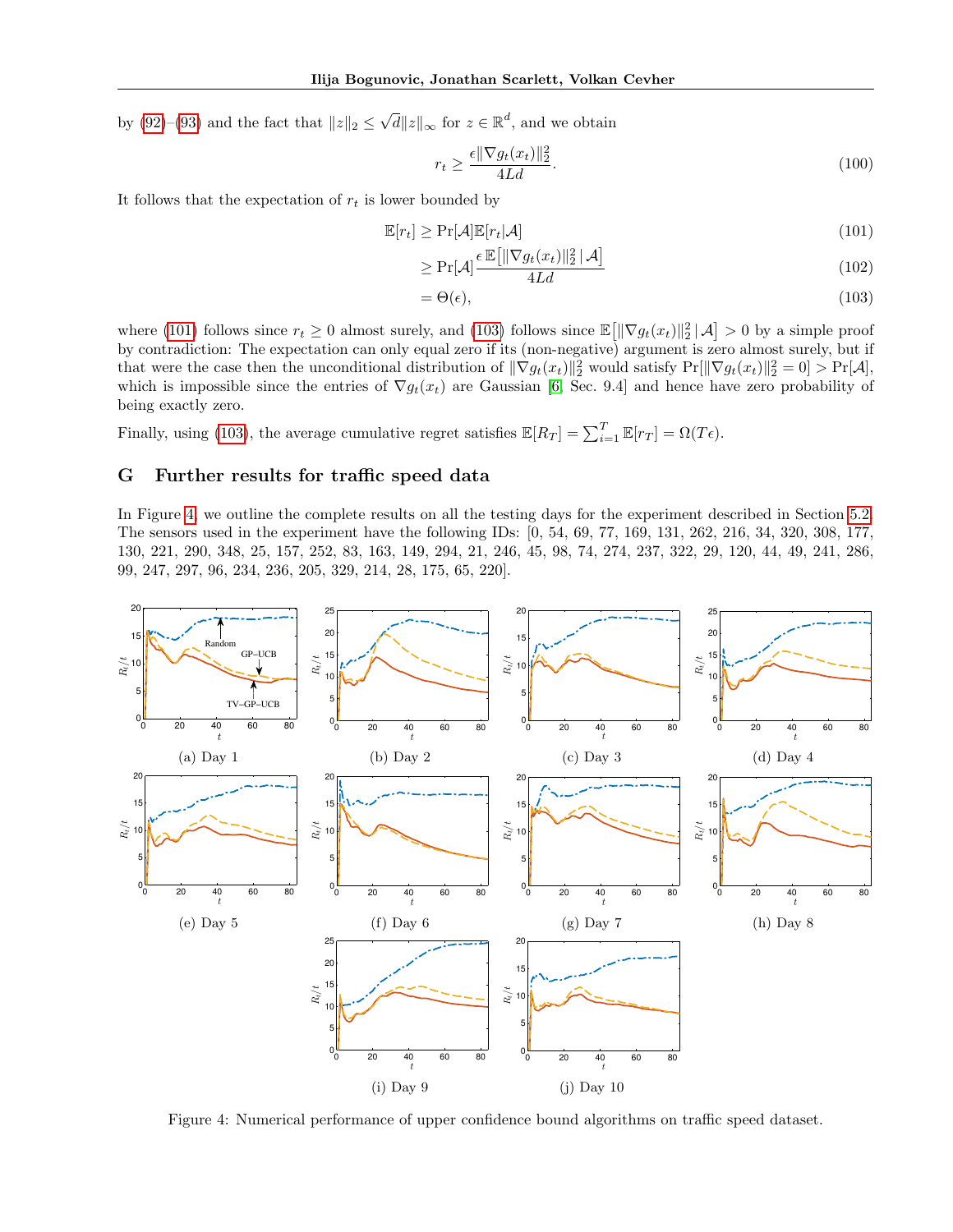by (92)–(93) and the fact that $\|z\|_2 \le \sqrt{d}\|z\|_\infty$ for $z \in \mathbb{R}^d$, and we obtain

$$r_t \ge \frac{\epsilon \|\nabla g_t(x_t)\|_2^2}{4Ld}. \tag{100}$$

It follows that the expectation of $r_t$ is lower bounded by

$$\mathbb{E}[r_t] \ge \Pr[\mathcal{A}]\mathbb{E}[r_t|\mathcal{A}] \tag{101}$$

$$\ge \Pr[\mathcal{A}] \frac{\epsilon\,\mathbb{E}\big[\|\nabla g_t(x_t)\|_2^2 \,|\, \mathcal{A}\big]}{4Ld} \tag{102}$$

$$= \Theta(\epsilon), \tag{103}$$

where (101) follows since $r_t \ge 0$ almost surely, and (103) follows since $\mathbb{E}\big[\|\nabla g_t(x_t)\|_2^2 \,|\, \mathcal{A}\big] > 0$ by a simple proof by contradiction: The expectation can only equal zero if its (non-negative) argument is zero almost surely, but if that were the case then the unconditional distribution of $\|\nabla g_t(x_t)\|_2^2$ would satisfy $\Pr[\|\nabla g_t(x_t)\|_2^2 = 0] > \Pr[\mathcal{A}]$, which is impossible since the entries of $\nabla g_t(x_t)$ are Gaussian [6, Sec. 9.4] and hence have zero probability of being exactly zero.

Finally, using (103), the average cumulative regret satisfies $\mathbb{E}[R_T] = \sum_{i=1}^T \mathbb{E}[r_T] = \Omega(T\epsilon)$.

## G Further results for traffic speed data

In Figure 4, we outline the complete results on all the testing days for the experiment described in Section 5.2. The sensors used in the experiment have the following IDs: [0, 54, 69, 77, 169, 131, 262, 216, 34, 320, 308, 177, 130, 221, 290, 348, 25, 157, 252, 83, 163, 149, 294, 21, 246, 45, 98, 74, 274, 237, 322, 29, 120, 44, 49, 241, 286, 99, 247, 297, 96, 234, 236, 205, 329, 214, 28, 175, 65, 220].

Random
GP–UCB
TV–GP–UCB

(a) Day 1

(b) Day 2

(c) Day 3

(d) Day 4

(e) Day 5

(f) Day 6

(g) Day 7

(h) Day 8

(i) Day 9

(j) Day 10

Figure 4: Numerical performance of upper confidence bound algorithms on traffic speed dataset.